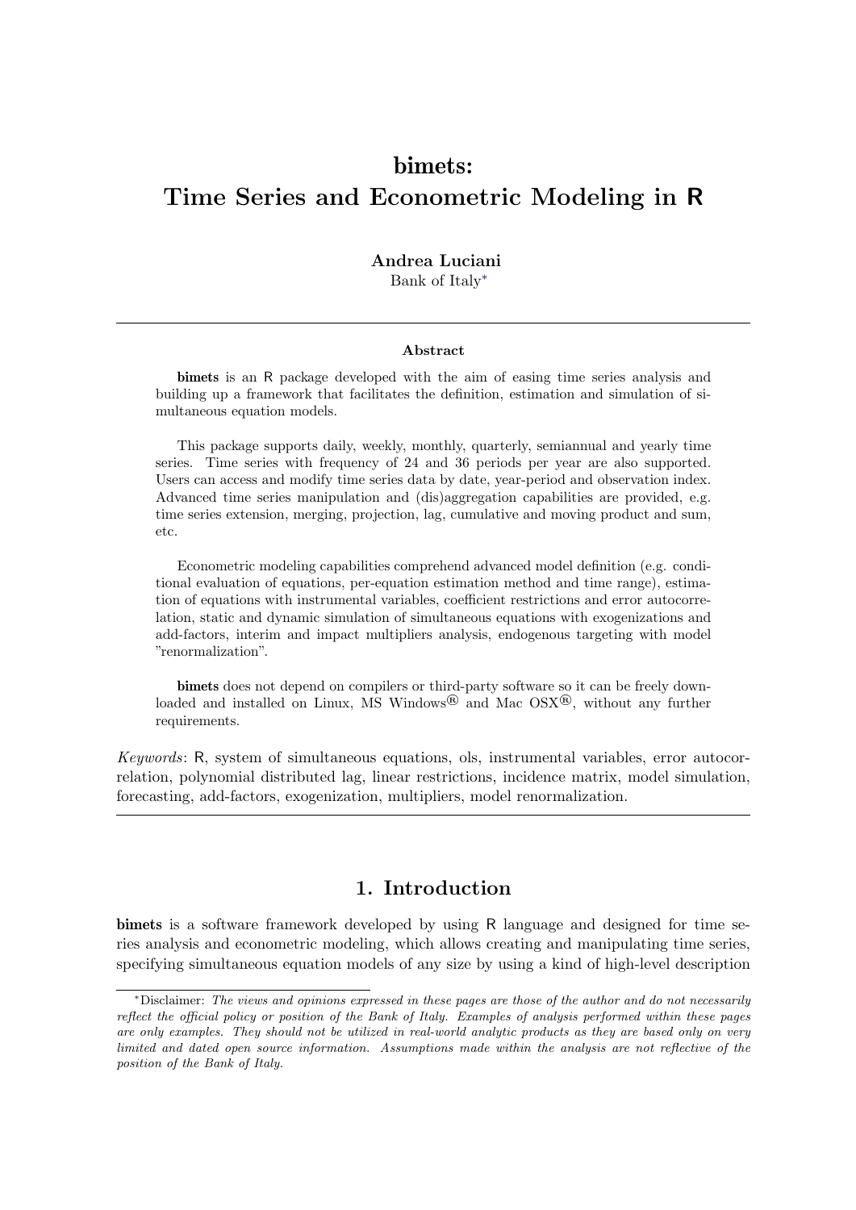# bimets: Time Series and Econometric Modeling in R

**Andrea Luciani**
Bank of Italy[*]

---

**Abstract**

**bimets** is an R package developed with the aim of easing time series analysis and building up a framework that facilitates the definition, estimation and simulation of simultaneous equation models.

This package supports daily, weekly, monthly, quarterly, semiannual and yearly time series. Time series with frequency of 24 and 36 periods per year are also supported. Users can access and modify time series data by date, year-period and observation index. Advanced time series manipulation and (dis)aggregation capabilities are provided, e.g. time series extension, merging, projection, lag, cumulative and moving product and sum, etc.

Econometric modeling capabilities comprehend advanced model definition (e.g. conditional evaluation of equations, per-equation estimation method and time range), estimation of equations with instrumental variables, coefficient restrictions and error autocorrelation, static and dynamic simulation of simultaneous equations with exogenizations and add-factors, interim and impact multipliers analysis, endogenous targeting with model "renormalization".

**bimets** does not depend on compilers or third-party software so it can be freely downloaded and installed on Linux, MS Windows® and Mac OSX®, without any further requirements.

*Keywords*: R, system of simultaneous equations, ols, instrumental variables, error autocorrelation, polynomial distributed lag, linear restrictions, incidence matrix, model simulation, forecasting, add-factors, exogenization, multipliers, model renormalization.

---

## 1. Introduction

**bimets** is a software framework developed by using R language and designed for time series analysis and econometric modeling, which allows creating and manipulating time series, specifying simultaneous equation models of any size by using a kind of high-level description

---

[*]Disclaimer: *The views and opinions expressed in these pages are those of the author and do not necessarily reflect the official policy or position of the Bank of Italy. Examples of analysis performed within these pages are only examples. They should not be utilized in real-world analytic products as they are based only on very limited and dated open source information. Assumptions made within the analysis are not reflective of the position of the Bank of Italy.*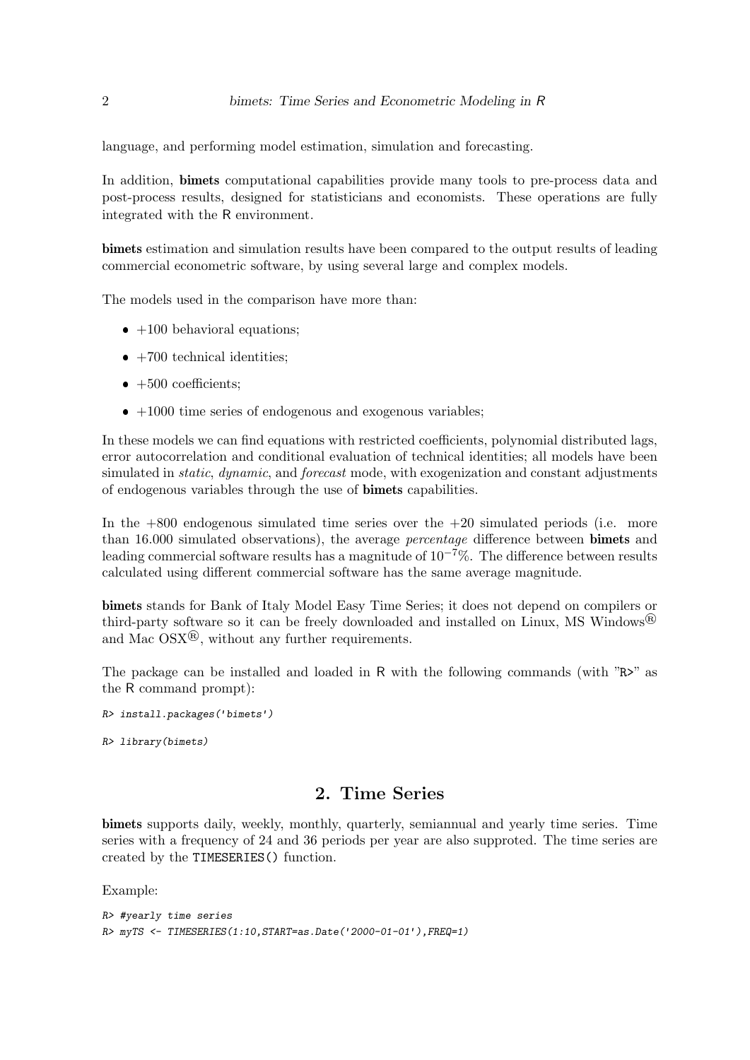language, and performing model estimation, simulation and forecasting.

In addition, **bimets** computational capabilities provide many tools to pre-process data and post-process results, designed for statisticians and economists. These operations are fully integrated with the R environment.

**bimets** estimation and simulation results have been compared to the output results of leading commercial econometric software, by using several large and complex models.

The models used in the comparison have more than:

- +100 behavioral equations;
- +700 technical identities;
- +500 coefficients;
- +1000 time series of endogenous and exogenous variables;

In these models we can find equations with restricted coefficients, polynomial distributed lags, error autocorrelation and conditional evaluation of technical identities; all models have been simulated in *static*, *dynamic*, and *forecast* mode, with exogenization and constant adjustments of endogenous variables through the use of **bimets** capabilities.

In the +800 endogenous simulated time series over the +20 simulated periods (i.e. more than 16.000 simulated observations), the average *percentage* difference between **bimets** and leading commercial software results has a magnitude of $10^{-7}\%$. The difference between results calculated using different commercial software has the same average magnitude.

**bimets** stands for Bank of Italy Model Easy Time Series; it does not depend on compilers or third-party software so it can be freely downloaded and installed on Linux, MS Windows® and Mac OSX®, without any further requirements.

The package can be installed and loaded in R with the following commands (with "R>" as the R command prompt):

```
R> install.packages('bimets')
```

```
R> library(bimets)
```

## 2. Time Series

**bimets** supports daily, weekly, monthly, quarterly, semiannual and yearly time series. Time series with a frequency of 24 and 36 periods per year are also supproted. The time series are created by the `TIMESERIES()` function.

Example:

```
R> #yearly time series
R> myTS <- TIMESERIES(1:10,START=as.Date('2000-01-01'),FREQ=1)
```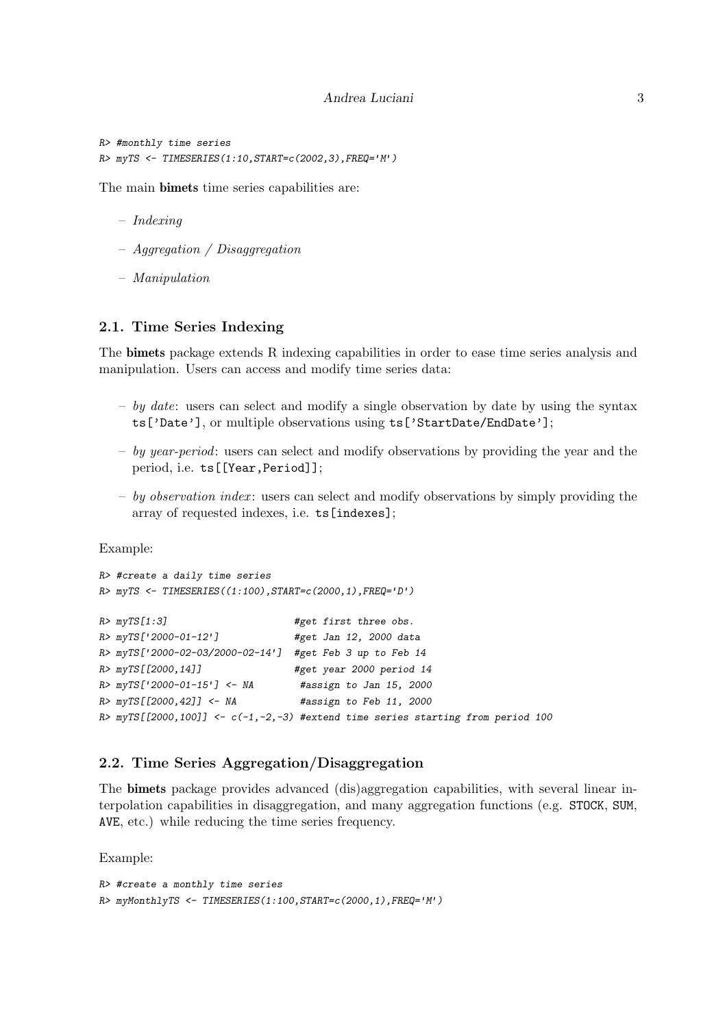```
R> #monthly time series
R> myTS <- TIMESERIES(1:10,START=c(2002,3),FREQ='M')
```

The main **bimets** time series capabilities are:

- *Indexing*
- *Aggregation / Disaggregation*
- *Manipulation*

### 2.1. Time Series Indexing

The **bimets** package extends R indexing capabilities in order to ease time series analysis and manipulation. Users can access and modify time series data:

- *by date*: users can select and modify a single observation by date by using the syntax `ts['Date']`, or multiple observations using `ts['StartDate/EndDate']`;
- *by year-period*: users can select and modify observations by providing the year and the period, i.e. `ts[[Year,Period]]`;
- *by observation index*: users can select and modify observations by simply providing the array of requested indexes, i.e. `ts[indexes]`;

Example:

```
R> #create a daily time series
R> myTS <- TIMESERIES((1:100),START=c(2000,1),FREQ='D')

R> myTS[1:3]                      #get first three obs.
R> myTS['2000-01-12']             #get Jan 12, 2000 data
R> myTS['2000-02-03/2000-02-14']  #get Feb 3 up to Feb 14
R> myTS[[2000,14]]                #get year 2000 period 14
R> myTS['2000-01-15'] <- NA        #assign to Jan 15, 2000
R> myTS[[2000,42]] <- NA           #assign to Feb 11, 2000
R> myTS[[2000,100]] <- c(-1,-2,-3) #extend time series starting from period 100
```

### 2.2. Time Series Aggregation/Disaggregation

The **bimets** package provides advanced (dis)aggregation capabilities, with several linear interpolation capabilities in disaggregation, and many aggregation functions (e.g. `STOCK`, `SUM`, `AVE`, etc.) while reducing the time series frequency.

Example:

```
R> #create a monthly time series
R> myMonthlyTS <- TIMESERIES(1:100,START=c(2000,1),FREQ='M')
```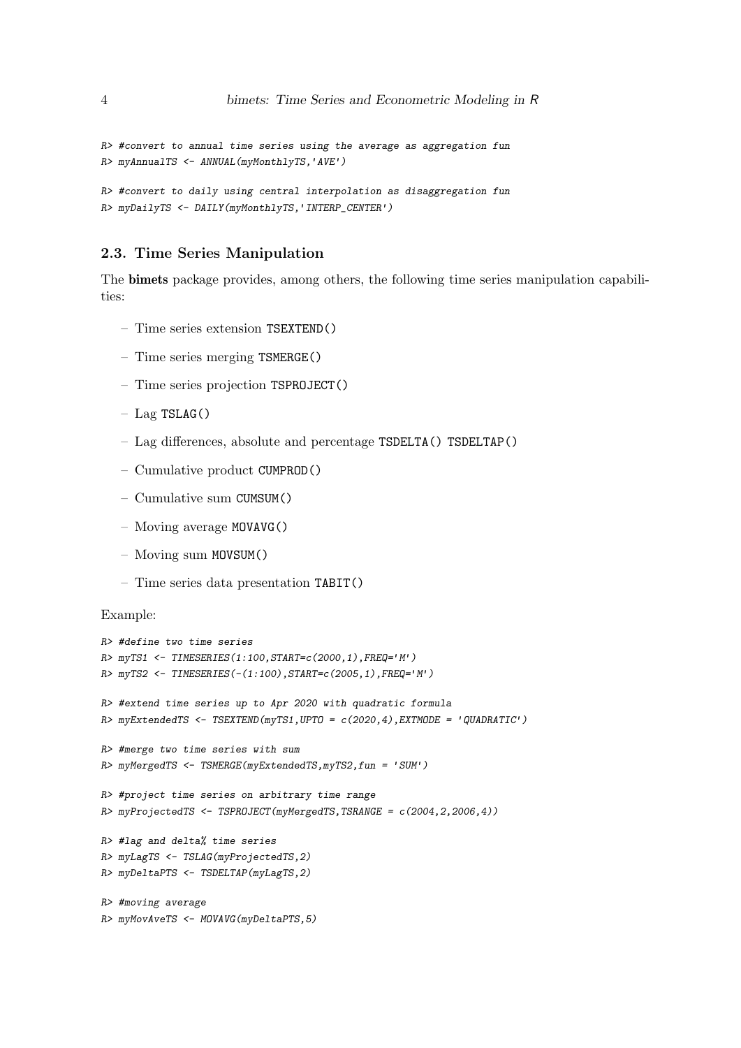```
R> #convert to annual time series using the average as aggregation fun
R> myAnnualTS <- ANNUAL(myMonthlyTS,'AVE')

R> #convert to daily using central interpolation as disaggregation fun
R> myDailyTS <- DAILY(myMonthlyTS,'INTERP_CENTER')
```

### 2.3. Time Series Manipulation

The **bimets** package provides, among others, the following time series manipulation capabilities:

- Time series extension `TSEXTEND()`
- Time series merging `TSMERGE()`
- Time series projection `TSPROJECT()`
- Lag `TSLAG()`
- Lag differences, absolute and percentage `TSDELTA()` `TSDELTAP()`
- Cumulative product `CUMPROD()`
- Cumulative sum `CUMSUM()`
- Moving average `MOVAVG()`
- Moving sum `MOVSUM()`
- Time series data presentation `TABIT()`

Example:

```
R> #define two time series
R> myTS1 <- TIMESERIES(1:100,START=c(2000,1),FREQ='M')
R> myTS2 <- TIMESERIES(-(1:100),START=c(2005,1),FREQ='M')

R> #extend time series up to Apr 2020 with quadratic formula
R> myExtendedTS <- TSEXTEND(myTS1,UPTO = c(2020,4),EXTMODE = 'QUADRATIC')

R> #merge two time series with sum
R> myMergedTS <- TSMERGE(myExtendedTS,myTS2,fun = 'SUM')

R> #project time series on arbitrary time range
R> myProjectedTS <- TSPROJECT(myMergedTS,TSRANGE = c(2004,2,2006,4))

R> #lag and delta% time series
R> myLagTS <- TSLAG(myProjectedTS,2)
R> myDeltaPTS <- TSDELTAP(myLagTS,2)

R> #moving average
R> myMovAveTS <- MOVAVG(myDeltaPTS,5)
```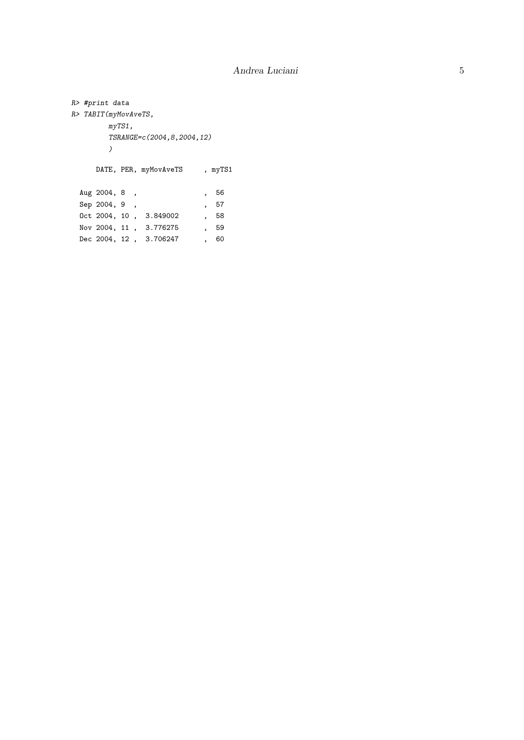```
R> #print data
R> TABIT(myMovAveTS,
        myTS1,
        TSRANGE=c(2004,8,2004,12)
        )

     DATE, PER, myMovAveTS     , myTS1

  Aug 2004, 8  ,               ,  56
  Sep 2004, 9  ,               ,  57
  Oct 2004, 10 ,  3.849002     ,  58
  Nov 2004, 11 ,  3.776275     ,  59
  Dec 2004, 12 ,  3.706247     ,  60
```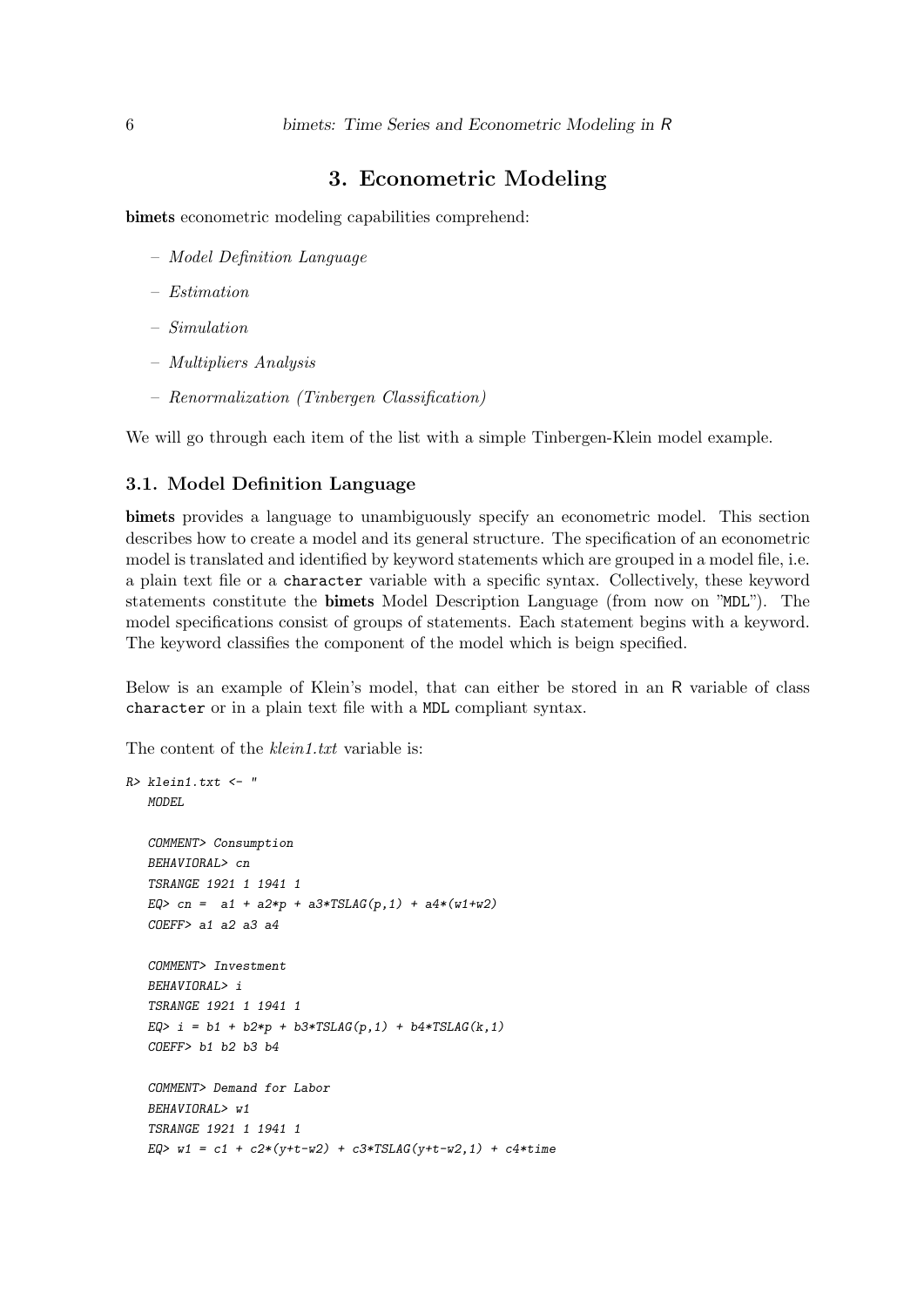# 3. Econometric Modeling

**bimets** econometric modeling capabilities comprehend:

- *Model Definition Language*
- *Estimation*
- *Simulation*
- *Multipliers Analysis*
- *Renormalization (Tinbergen Classification)*

We will go through each item of the list with a simple Tinbergen-Klein model example.

## 3.1. Model Definition Language

**bimets** provides a language to unambiguously specify an econometric model. This section describes how to create a model and its general structure. The specification of an econometric model is translated and identified by keyword statements which are grouped in a model file, i.e. a plain text file or a `character` variable with a specific syntax. Collectively, these keyword statements constitute the **bimets** Model Description Language (from now on "MDL"). The model specifications consist of groups of statements. Each statement begins with a keyword. The keyword classifies the component of the model which is beign specified.

Below is an example of Klein's model, that can either be stored in an R variable of class `character` or in a plain text file with a MDL compliant syntax.

The content of the *klein1.txt* variable is:

```
R> klein1.txt <- "
   MODEL

   COMMENT> Consumption
   BEHAVIORAL> cn
   TSRANGE 1921 1 1941 1
   EQ> cn =  a1 + a2*p + a3*TSLAG(p,1) + a4*(w1+w2)
   COEFF> a1 a2 a3 a4

   COMMENT> Investment
   BEHAVIORAL> i
   TSRANGE 1921 1 1941 1
   EQ> i = b1 + b2*p + b3*TSLAG(p,1) + b4*TSLAG(k,1)
   COEFF> b1 b2 b3 b4

   COMMENT> Demand for Labor
   BEHAVIORAL> w1
   TSRANGE 1921 1 1941 1
   EQ> w1 = c1 + c2*(y+t-w2) + c3*TSLAG(y+t-w2,1) + c4*time
```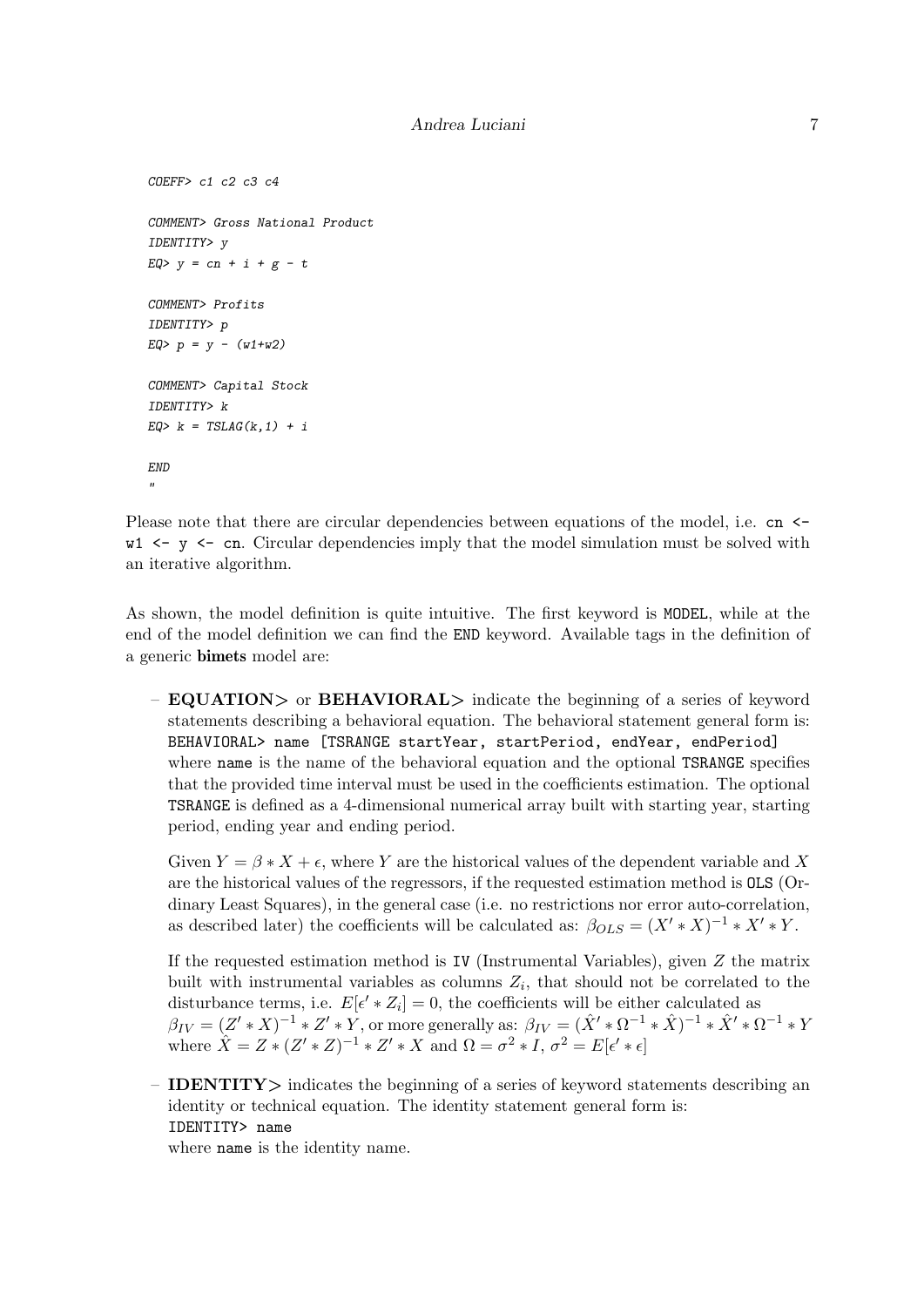```
COEFF> c1 c2 c3 c4

COMMENT> Gross National Product
IDENTITY> y
EQ> y = cn + i + g - t

COMMENT> Profits
IDENTITY> p
EQ> p = y - (w1+w2)

COMMENT> Capital Stock
IDENTITY> k
EQ> k = TSLAG(k,1) + i

END
"
```

Please note that there are circular dependencies between equations of the model, i.e. `cn <- w1 <- y <- cn`. Circular dependencies imply that the model simulation must be solved with an iterative algorithm.

As shown, the model definition is quite intuitive. The first keyword is `MODEL`, while at the end of the model definition we can find the `END` keyword. Available tags in the definition of a generic **bimets** model are:

- **EQUATION>** or **BEHAVIORAL>** indicate the beginning of a series of keyword statements describing a behavioral equation. The behavioral statement general form is: `BEHAVIORAL> name [TSRANGE startYear, startPeriod, endYear, endPeriod]` where `name` is the name of the behavioral equation and the optional `TSRANGE` specifies that the provided time interval must be used in the coefficients estimation. The optional `TSRANGE` is defined as a 4-dimensional numerical array built with starting year, starting period, ending year and ending period.

  Given $Y = \beta * X + \epsilon$, where $Y$ are the historical values of the dependent variable and $X$ are the historical values of the regressors, if the requested estimation method is `OLS` (Ordinary Least Squares), in the general case (i.e. no restrictions nor error auto-correlation, as described later) the coefficients will be calculated as: $\beta_{OLS} = (X' * X)^{-1} * X' * Y$.

  If the requested estimation method is `IV` (Instrumental Variables), given $Z$ the matrix built with instrumental variables as columns $Z_i$, that should not be correlated to the disturbance terms, i.e. $E[\epsilon' * Z_i] = 0$, the coefficients will be either calculated as $\beta_{IV} = (Z' * X)^{-1} * Z' * Y$, or more generally as: $\beta_{IV} = (\hat{X}' * \Omega^{-1} * \hat{X})^{-1} * \hat{X}' * \Omega^{-1} * Y$ where $\hat{X} = Z * (Z' * Z)^{-1} * Z' * X$ and $\Omega = \sigma^2 * I$, $\sigma^2 = E[\epsilon' * \epsilon]$

- **IDENTITY>** indicates the beginning of a series of keyword statements describing an identity or technical equation. The identity statement general form is: `IDENTITY> name` where `name` is the identity name.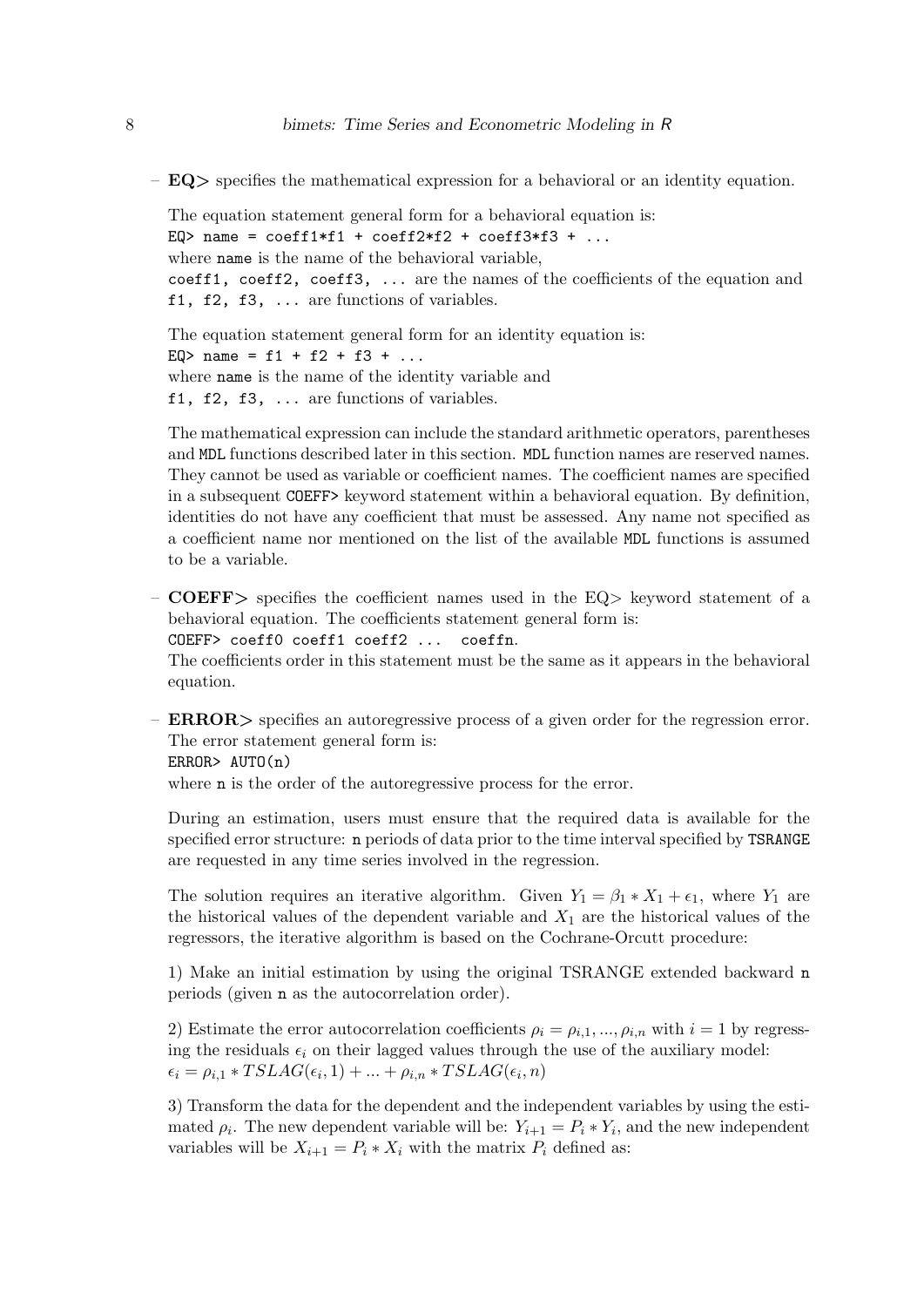– **EQ>** specifies the mathematical expression for a behavioral or an identity equation.

  The equation statement general form for a behavioral equation is:
  `EQ> name = coeff1*f1 + coeff2*f2 + coeff3*f3 + ...`
  where `name` is the name of the behavioral variable,
  `coeff1, coeff2, coeff3, ...` are the names of the coefficients of the equation and
  `f1, f2, f3, ...` are functions of variables.

  The equation statement general form for an identity equation is:
  `EQ> name = f1 + f2 + f3 + ...`
  where `name` is the name of the identity variable and
  `f1, f2, f3, ...` are functions of variables.

  The mathematical expression can include the standard arithmetic operators, parentheses and `MDL` functions described later in this section. `MDL` function names are reserved names. They cannot be used as variable or coefficient names. The coefficient names are specified in a subsequent `COEFF>` keyword statement within a behavioral equation. By definition, identities do not have any coefficient that must be assessed. Any name not specified as a coefficient name nor mentioned on the list of the available `MDL` functions is assumed to be a variable.

– **COEFF>** specifies the coefficient names used in the EQ> keyword statement of a behavioral equation. The coefficients statement general form is:
  `COEFF> coeff0 coeff1 coeff2 ... coeffn`.
  The coefficients order in this statement must be the same as it appears in the behavioral equation.

– **ERROR>** specifies an autoregressive process of a given order for the regression error. The error statement general form is:
  `ERROR> AUTO(n)`
  where `n` is the order of the autoregressive process for the error.

  During an estimation, users must ensure that the required data is available for the specified error structure: `n` periods of data prior to the time interval specified by `TSRANGE` are requested in any time series involved in the regression.

  The solution requires an iterative algorithm. Given $Y_1 = \beta_1 * X_1 + \epsilon_1$, where $Y_1$ are the historical values of the dependent variable and $X_1$ are the historical values of the regressors, the iterative algorithm is based on the Cochrane-Orcutt procedure:

  1) Make an initial estimation by using the original TSRANGE extended backward `n` periods (given `n` as the autocorrelation order).

  2) Estimate the error autocorrelation coefficients $\rho_i = \rho_{i,1}, ..., \rho_{i,n}$ with $i = 1$ by regressing the residuals $\epsilon_i$ on their lagged values through the use of the auxiliary model: $\epsilon_i = \rho_{i,1} * TSLAG(\epsilon_i, 1) + ... + \rho_{i,n} * TSLAG(\epsilon_i, n)$

  3) Transform the data for the dependent and the independent variables by using the estimated $\rho_i$. The new dependent variable will be: $Y_{i+1} = P_i * Y_i$, and the new independent variables will be $X_{i+1} = P_i * X_i$ with the matrix $P_i$ defined as: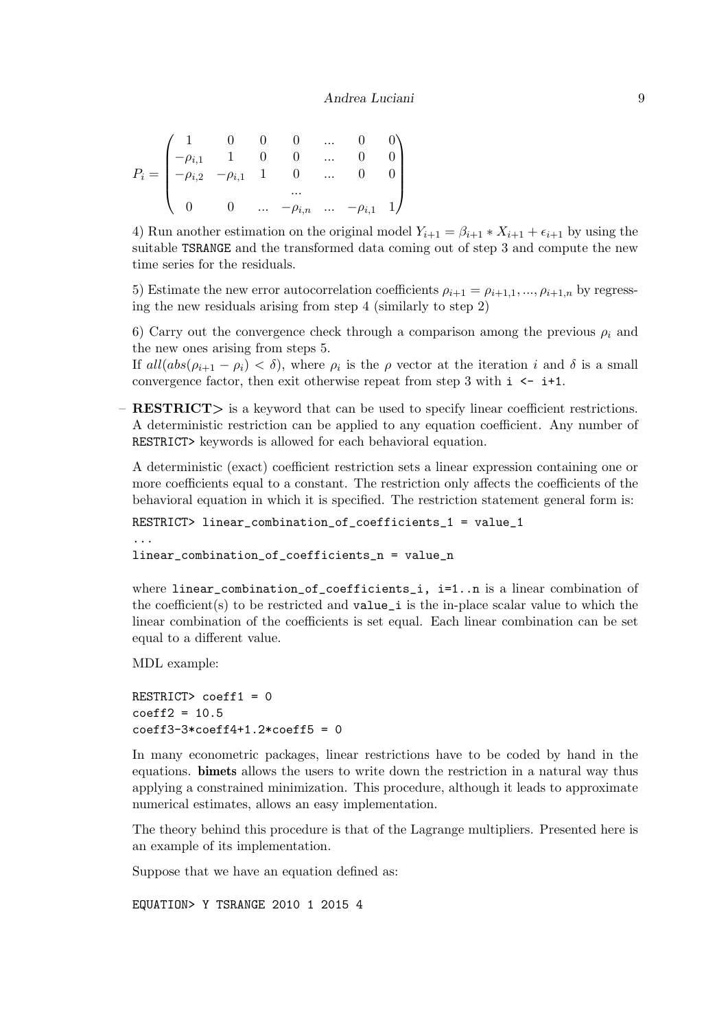$$P_i = \begin{pmatrix} 1 & 0 & 0 & 0 & ... & 0 & 0 \\ -\rho_{i,1} & 1 & 0 & 0 & ... & 0 & 0 \\ -\rho_{i,2} & -\rho_{i,1} & 1 & 0 & ... & 0 & 0 \\ & & & ... & & & \\ 0 & 0 & ... & -\rho_{i,n} & ... & -\rho_{i,1} & 1 \end{pmatrix}$$

4) Run another estimation on the original model $Y_{i+1} = \beta_{i+1} * X_{i+1} + \epsilon_{i+1}$ by using the suitable `TSRANGE` and the transformed data coming out of step 3 and compute the new time series for the residuals.

5) Estimate the new error autocorrelation coefficients $\rho_{i+1} = \rho_{i+1,1}, ..., \rho_{i+1,n}$ by regressing the new residuals arising from step 4 (similarly to step 2)

6) Carry out the convergence check through a comparison among the previous $\rho_i$ and the new ones arising from steps 5.
If $all(abs(\rho_{i+1} - \rho_i) < \delta)$, where $\rho_i$ is the $\rho$ vector at the iteration $i$ and $\delta$ is a small convergence factor, then exit otherwise repeat from step 3 with `i <- i+1`.

– **RESTRICT>** is a keyword that can be used to specify linear coefficient restrictions. A deterministic restriction can be applied to any equation coefficient. Any number of `RESTRICT>` keywords is allowed for each behavioral equation.

  A deterministic (exact) coefficient restriction sets a linear expression containing one or more coefficients equal to a constant. The restriction only affects the coefficients of the behavioral equation in which it is specified. The restriction statement general form is:

```
RESTRICT> linear_combination_of_coefficients_1 = value_1
...
linear_combination_of_coefficients_n = value_n
```

  where `linear_combination_of_coefficients_i, i=1..n` is a linear combination of the coefficient(s) to be restricted and `value_i` is the in-place scalar value to which the linear combination of the coefficients is set equal. Each linear combination can be set equal to a different value.

  MDL example:

```
RESTRICT> coeff1 = 0
coeff2 = 10.5
coeff3-3*coeff4+1.2*coeff5 = 0
```

  In many econometric packages, linear restrictions have to be coded by hand in the equations. **bimets** allows the users to write down the restriction in a natural way thus applying a constrained minimization. This procedure, although it leads to approximate numerical estimates, allows an easy implementation.

  The theory behind this procedure is that of the Lagrange multipliers. Presented here is an example of its implementation.

  Suppose that we have an equation defined as:

```
EQUATION> Y TSRANGE 2010 1 2015 4
```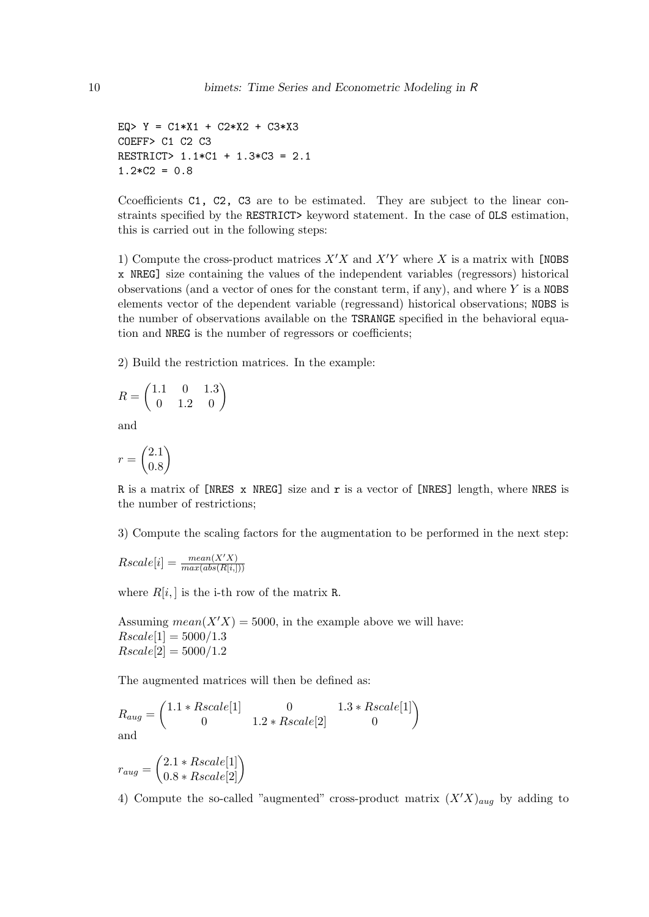```
EQ> Y = C1*X1 + C2*X2 + C3*X3
COEFF> C1 C2 C3
RESTRICT> 1.1*C1 + 1.3*C3 = 2.1
1.2*C2 = 0.8
```

Ccoefficients `C1, C2, C3` are to be estimated. They are subject to the linear constraints specified by the `RESTRICT>` keyword statement. In the case of `OLS` estimation, this is carried out in the following steps:

1) Compute the cross-product matrices $X'X$ and $X'Y$ where $X$ is a matrix with `[NOBS x NREG]` size containing the values of the independent variables (regressors) historical observations (and a vector of ones for the constant term, if any), and where $Y$ is a `NOBS` elements vector of the dependent variable (regressand) historical observations; `NOBS` is the number of observations available on the `TSRANGE` specified in the behavioral equation and `NREG` is the number of regressors or coefficients;

2) Build the restriction matrices. In the example:

$$R = \begin{pmatrix} 1.1 & 0 & 1.3 \\ 0 & 1.2 & 0 \end{pmatrix}$$

and

$$r = \begin{pmatrix} 2.1 \\ 0.8 \end{pmatrix}$$

`R` is a matrix of `[NRES x NREG]` size and `r` is a vector of `[NRES]` length, where `NRES` is the number of restrictions;

3) Compute the scaling factors for the augmentation to be performed in the next step:

$$Rscale[i] = \frac{mean(X'X)}{max(abs(R[i,]))}$$

where $R[i,]$ is the i-th row of the matrix `R`.

Assuming $mean(X'X) = 5000$, in the example above we will have:
$Rscale[1] = 5000/1.3$
$Rscale[2] = 5000/1.2$

The augmented matrices will then be defined as:

$$R_{aug} = \begin{pmatrix} 1.1 * Rscale[1] & 0 & 1.3 * Rscale[1] \\ 0 & 1.2 * Rscale[2] & 0 \end{pmatrix}$$

and

$$r_{aug} = \begin{pmatrix} 2.1 * Rscale[1] \\ 0.8 * Rscale[2] \end{pmatrix}$$

4) Compute the so-called "augmented" cross-product matrix $(X'X)_{aug}$ by adding to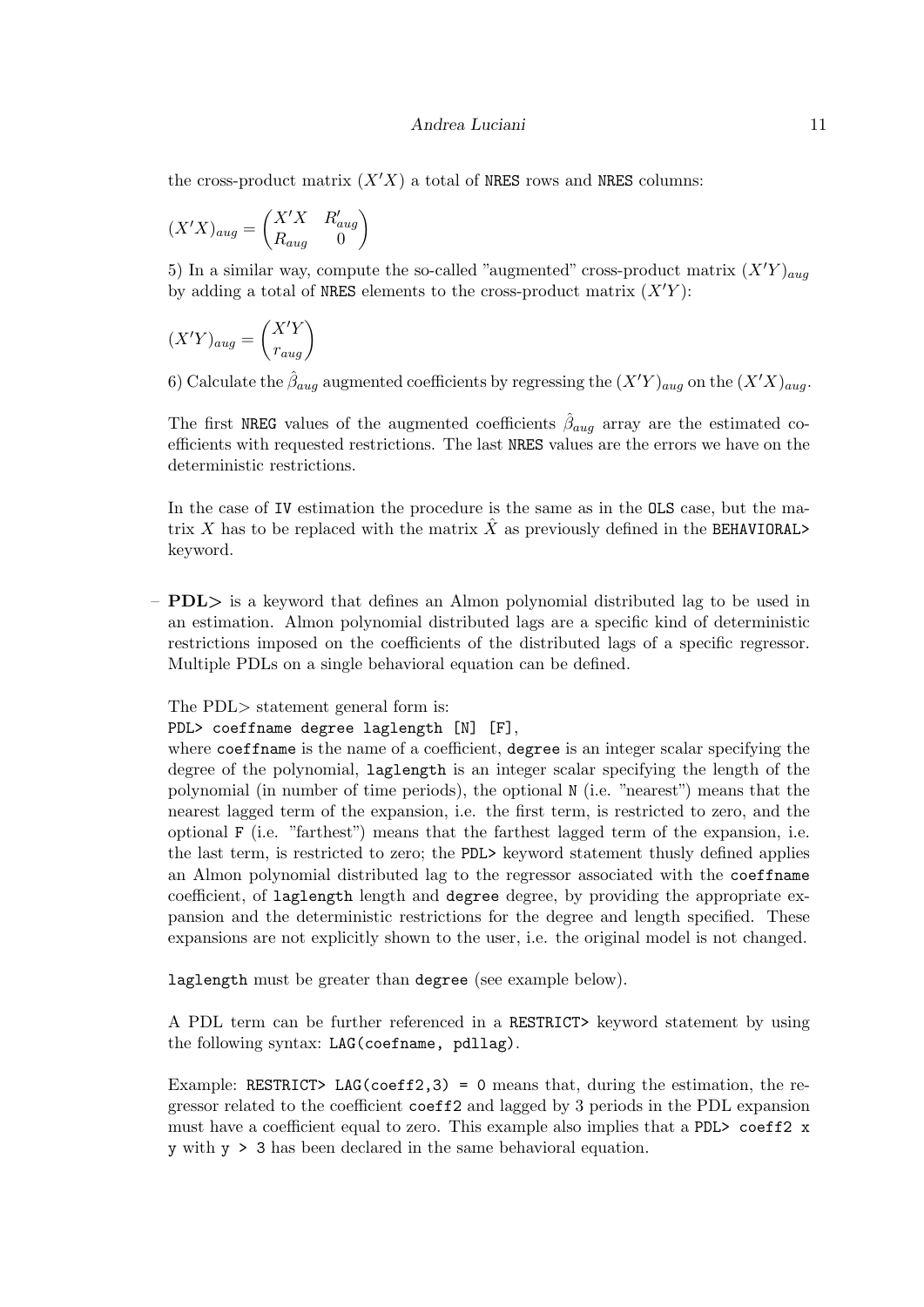the cross-product matrix $(X'X)$ a total of `NRES` rows and `NRES` columns:

$$(X'X)_{aug} = \begin{pmatrix} X'X & R'_{aug} \\ R_{aug} & 0 \end{pmatrix}$$

5) In a similar way, compute the so-called "augmented" cross-product matrix $(X'Y)_{aug}$ by adding a total of `NRES` elements to the cross-product matrix $(X'Y)$:

$$(X'Y)_{aug} = \begin{pmatrix} X'Y \\ r_{aug} \end{pmatrix}$$

6) Calculate the $\hat{\beta}_{aug}$ augmented coefficients by regressing the $(X'Y)_{aug}$ on the $(X'X)_{aug}$.

The first `NREG` values of the augmented coefficients $\hat{\beta}_{aug}$ array are the estimated coefficients with requested restrictions. The last `NRES` values are the errors we have on the deterministic restrictions.

In the case of `IV` estimation the procedure is the same as in the `OLS` case, but the matrix $X$ has to be replaced with the matrix $\hat{X}$ as previously defined in the `BEHAVIORAL>` keyword.

– **PDL>** is a keyword that defines an Almon polynomial distributed lag to be used in an estimation. Almon polynomial distributed lags are a specific kind of deterministic restrictions imposed on the coefficients of the distributed lags of a specific regressor. Multiple PDLs on a single behavioral equation can be defined.

  The PDL> statement general form is:
  `PDL> coeffname degree laglength [N] [F]`,
  where `coeffname` is the name of a coefficient, `degree` is an integer scalar specifying the degree of the polynomial, `laglength` is an integer scalar specifying the length of the polynomial (in number of time periods), the optional `N` (i.e. "nearest") means that the nearest lagged term of the expansion, i.e. the first term, is restricted to zero, and the optional `F` (i.e. "farthest") means that the farthest lagged term of the expansion, i.e. the last term, is restricted to zero; the `PDL>` keyword statement thusly defined applies an Almon polynomial distributed lag to the regressor associated with the `coeffname` coefficient, of `laglength` length and `degree` degree, by providing the appropriate expansion and the deterministic restrictions for the degree and length specified. These expansions are not explicitly shown to the user, i.e. the original model is not changed.

  `laglength` must be greater than `degree` (see example below).

  A PDL term can be further referenced in a `RESTRICT>` keyword statement by using the following syntax: `LAG(coefname, pdllag)`.

  Example: `RESTRICT> LAG(coeff2,3) = 0` means that, during the estimation, the regressor related to the coefficient `coeff2` and lagged by 3 periods in the PDL expansion must have a coefficient equal to zero. This example also implies that a `PDL> coeff2 x y` with `y > 3` has been declared in the same behavioral equation.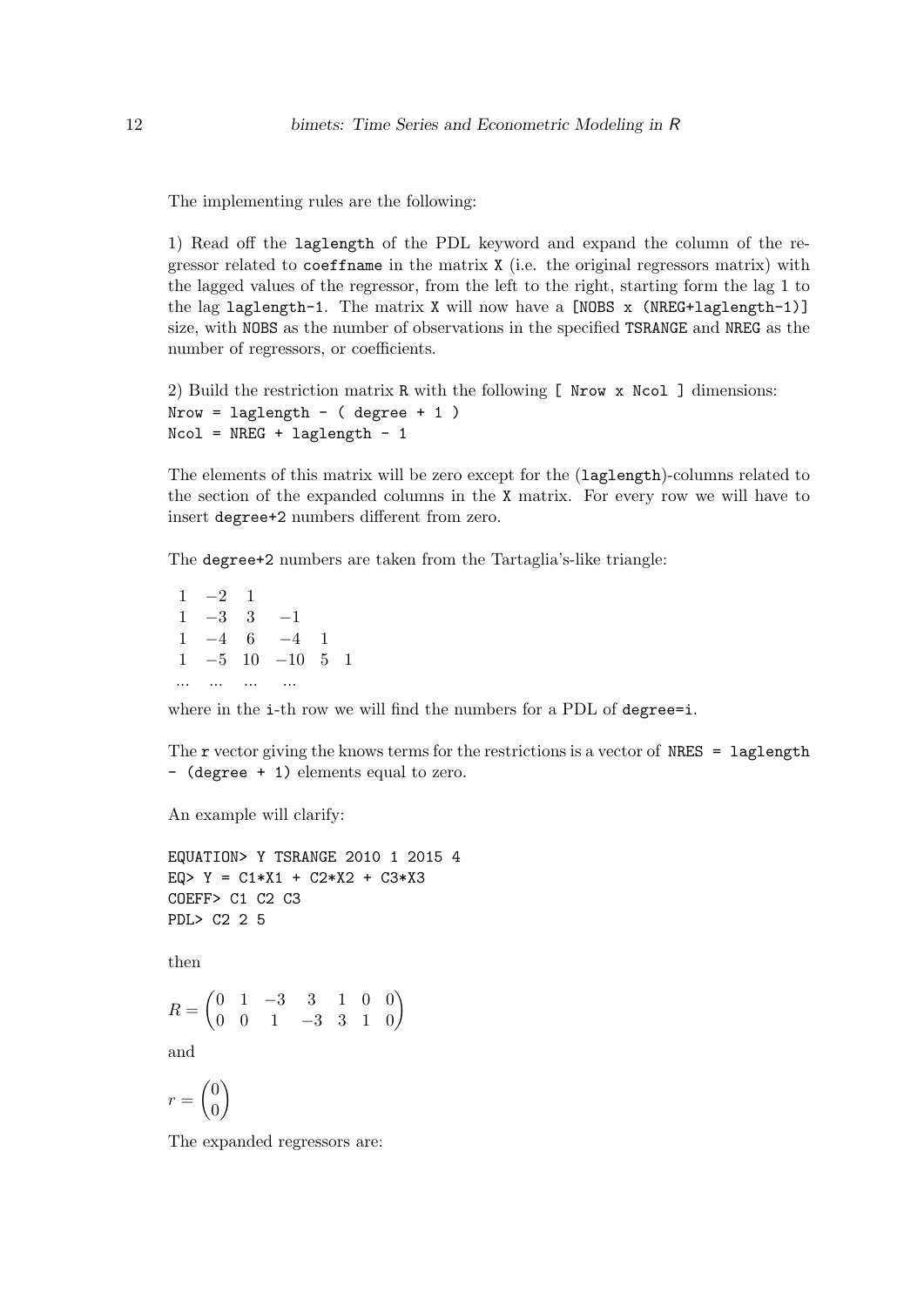The implementing rules are the following:

1) Read off the `laglength` of the PDL keyword and expand the column of the regressor related to `coeffname` in the matrix `X` (i.e. the original regressors matrix) with the lagged values of the regressor, from the left to the right, starting form the lag 1 to the lag `laglength-1`. The matrix `X` will now have a `[NOBS x (NREG+laglength-1)]` size, with `NOBS` as the number of observations in the specified `TSRANGE` and `NREG` as the number of regressors, or coefficients.

2) Build the restriction matrix `R` with the following `[ Nrow x Ncol ]` dimensions:
`Nrow = laglength - ( degree + 1 )`
`Ncol = NREG + laglength - 1`

The elements of this matrix will be zero except for the (`laglength`)-columns related to the section of the expanded columns in the `X` matrix. For every row we will have to insert `degree+2` numbers different from zero.

The `degree+2` numbers are taken from the Tartaglia's-like triangle:

$$
\begin{array}{llllll}
1 & -2 & 1 & & & \\
1 & -3 & 3 & -1 & & \\
1 & -4 & 6 & -4 & 1 & \\
1 & -5 & 10 & -10 & 5 & 1 \\
\ldots & \ldots & \ldots & \ldots & &
\end{array}
$$

where in the `i`-th row we will find the numbers for a PDL of `degree=i`.

The `r` vector giving the knows terms for the restrictions is a vector of `NRES = laglength - (degree + 1)` elements equal to zero.

An example will clarify:

```
EQUATION> Y TSRANGE 2010 1 2015 4
EQ> Y = C1*X1 + C2*X2 + C3*X3
COEFF> C1 C2 C3
PDL> C2 2 5
```

then

$$
R = \begin{pmatrix} 0 & 1 & -3 & 3 & 1 & 0 & 0 \\ 0 & 0 & 1 & -3 & 3 & 1 & 0 \end{pmatrix}
$$

and

$$
r = \begin{pmatrix} 0 \\ 0 \end{pmatrix}
$$

The expanded regressors are: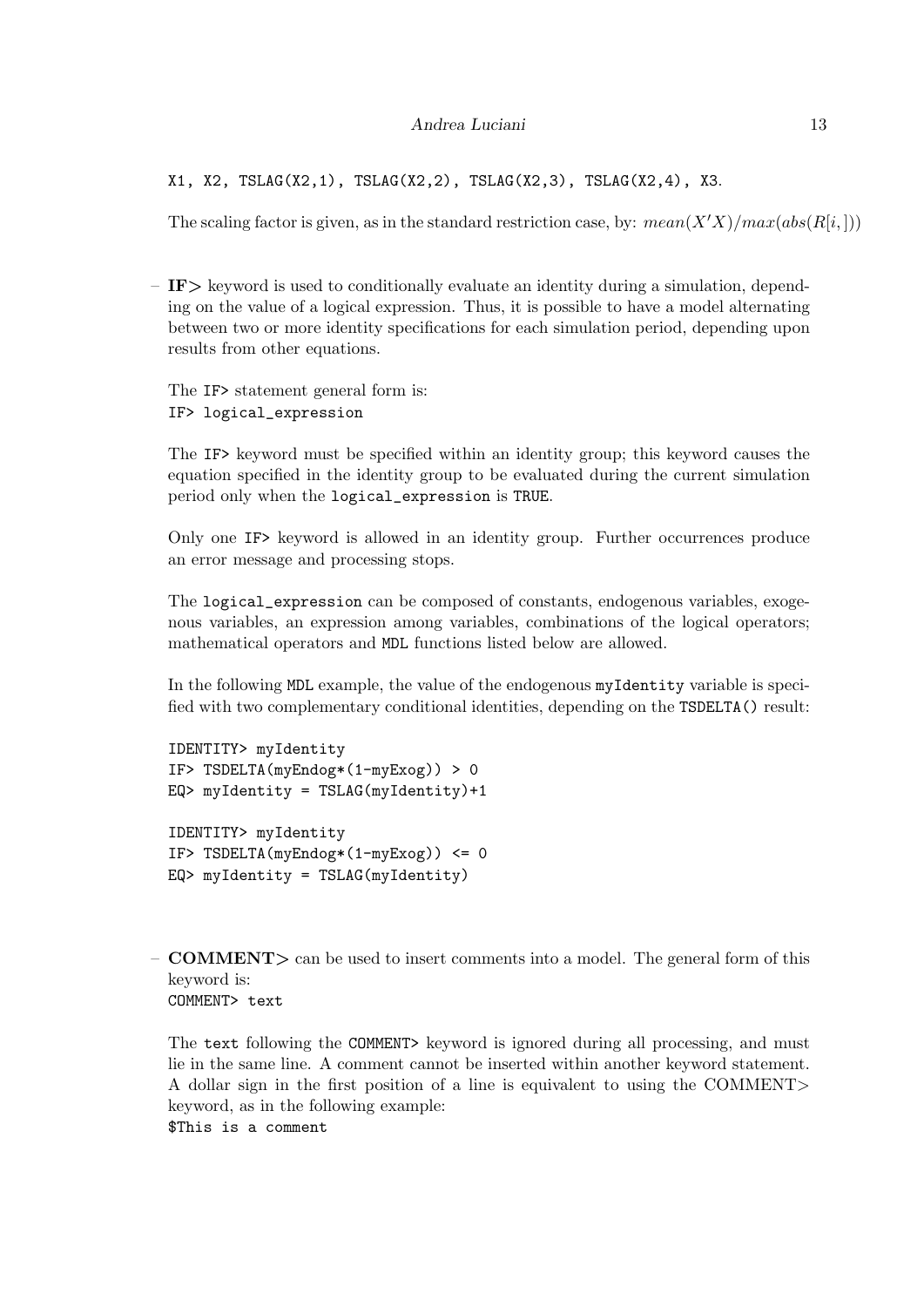`X1, X2, TSLAG(X2,1), TSLAG(X2,2), TSLAG(X2,3), TSLAG(X2,4), X3.`

The scaling factor is given, as in the standard restriction case, by: $mean(X'X)/max(abs(R[i,]))$

- **IF>** keyword is used to conditionally evaluate an identity during a simulation, depending on the value of a logical expression. Thus, it is possible to have a model alternating between two or more identity specifications for each simulation period, depending upon results from other equations.

  The `IF>` statement general form is:
  `IF> logical_expression`

  The `IF>` keyword must be specified within an identity group; this keyword causes the equation specified in the identity group to be evaluated during the current simulation period only when the `logical_expression` is `TRUE`.

  Only one `IF>` keyword is allowed in an identity group. Further occurrences produce an error message and processing stops.

  The `logical_expression` can be composed of constants, endogenous variables, exogenous variables, an expression among variables, combinations of the logical operators; mathematical operators and `MDL` functions listed below are allowed.

  In the following `MDL` example, the value of the endogenous `myIdentity` variable is specified with two complementary conditional identities, depending on the `TSDELTA()` result:

```
IDENTITY> myIdentity
IF> TSDELTA(myEndog*(1-myExog)) > 0
EQ> myIdentity = TSLAG(myIdentity)+1

IDENTITY> myIdentity
IF> TSDELTA(myEndog*(1-myExog)) <= 0
EQ> myIdentity = TSLAG(myIdentity)
```

- **COMMENT>** can be used to insert comments into a model. The general form of this keyword is:
  `COMMENT> text`

  The `text` following the `COMMENT>` keyword is ignored during all processing, and must lie in the same line. A comment cannot be inserted within another keyword statement. A dollar sign in the first position of a line is equivalent to using the COMMENT> keyword, as in the following example:
  `$This is a comment`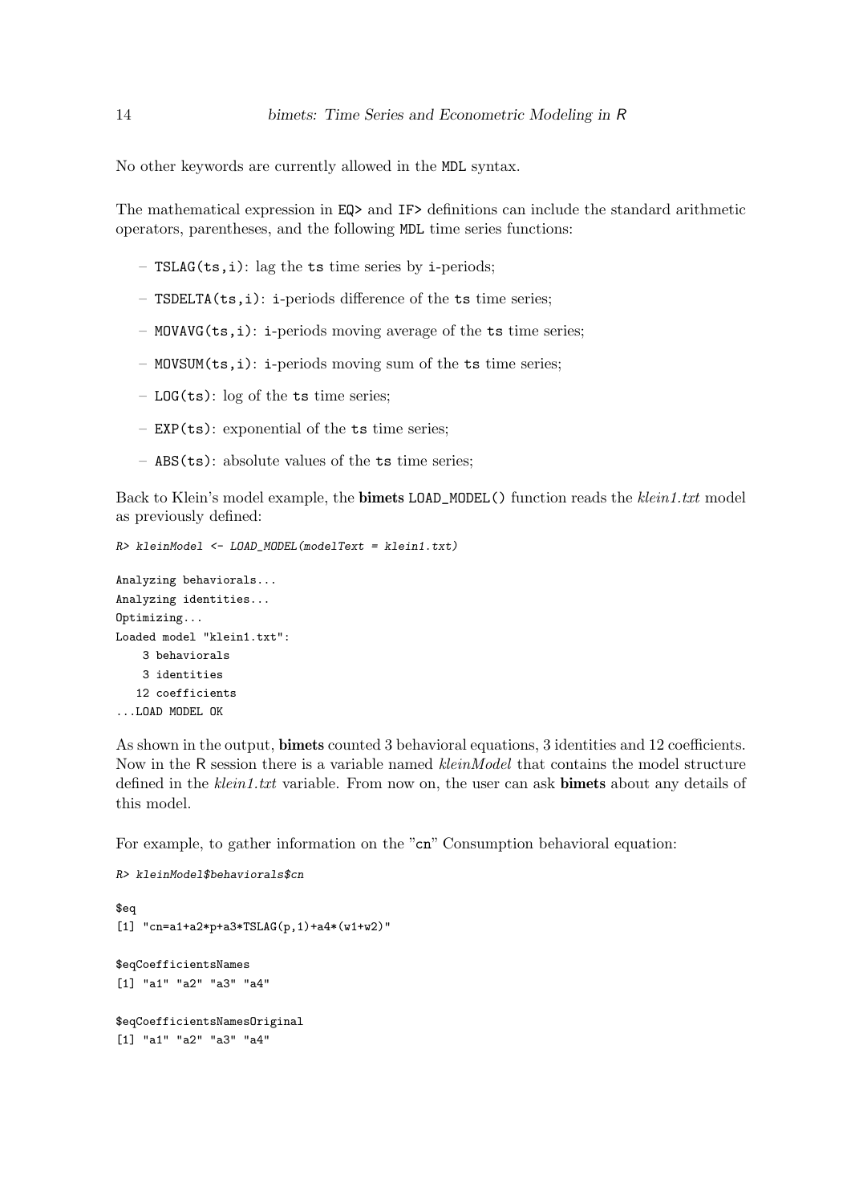No other keywords are currently allowed in the `MDL` syntax.

The mathematical expression in `EQ>` and `IF>` definitions can include the standard arithmetic operators, parentheses, and the following `MDL` time series functions:

- `TSLAG(ts,i)`: lag the `ts` time series by `i`-periods;
- `TSDELTA(ts,i)`: `i`-periods difference of the `ts` time series;
- `MOVAVG(ts,i)`: `i`-periods moving average of the `ts` time series;
- `MOVSUM(ts,i)`: `i`-periods moving sum of the `ts` time series;
- `LOG(ts)`: log of the `ts` time series;
- `EXP(ts)`: exponential of the `ts` time series;
- `ABS(ts)`: absolute values of the `ts` time series;

Back to Klein's model example, the **bimets** `LOAD_MODEL()` function reads the *klein1.txt* model as previously defined:

```
R> kleinModel <- LOAD_MODEL(modelText = klein1.txt)

Analyzing behaviorals...
Analyzing identities...
Optimizing...
Loaded model "klein1.txt":
    3 behaviorals
    3 identities
   12 coefficients
...LOAD MODEL OK
```

As shown in the output, **bimets** counted 3 behavioral equations, 3 identities and 12 coefficients. Now in the R session there is a variable named *kleinModel* that contains the model structure defined in the *klein1.txt* variable. From now on, the user can ask **bimets** about any details of this model.

For example, to gather information on the "`cn`" Consumption behavioral equation:

```
R> kleinModel$behaviorals$cn

$eq
[1] "cn=a1+a2*p+a3*TSLAG(p,1)+a4*(w1+w2)"

$eqCoefficientsNames
[1] "a1" "a2" "a3" "a4"

$eqCoefficientsNamesOriginal
[1] "a1" "a2" "a3" "a4"
```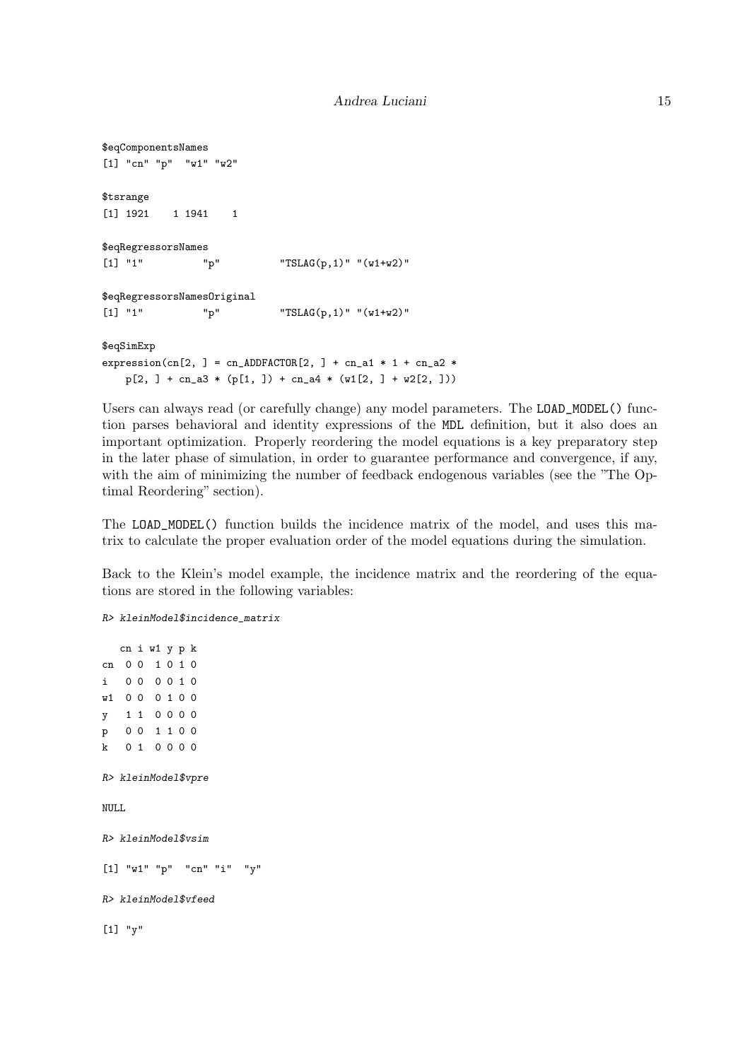```
$eqComponentsNames
[1] "cn" "p"  "w1" "w2"

$tsrange
[1] 1921    1 1941    1

$eqRegressorsNames
[1] "1"          "p"          "TSLAG(p,1)" "(w1+w2)"

$eqRegressorsNamesOriginal
[1] "1"          "p"          "TSLAG(p,1)" "(w1+w2)"

$eqSimExp
expression(cn[2, ] = cn_ADDFACTOR[2, ] + cn_a1 * 1 + cn_a2 *
    p[2, ] + cn_a3 * (p[1, ]) + cn_a4 * (w1[2, ] + w2[2, ]))
```

Users can always read (or carefully change) any model parameters. The `LOAD_MODEL()` function parses behavioral and identity expressions of the `MDL` definition, but it also does an important optimization. Properly reordering the model equations is a key preparatory step in the later phase of simulation, in order to guarantee performance and convergence, if any, with the aim of minimizing the number of feedback endogenous variables (see the "The Optimal Reordering" section).

The `LOAD_MODEL()` function builds the incidence matrix of the model, and uses this matrix to calculate the proper evaluation order of the model equations during the simulation.

Back to the Klein's model example, the incidence matrix and the reordering of the equations are stored in the following variables:

```
R> kleinModel$incidence_matrix

   cn i w1 y p k
cn  0 0  1 0 1 0
i   0 0  0 0 1 0
w1  0 0  0 1 0 0
y   1 1  0 0 0 0
p   0 0  1 1 0 0
k   0 1  0 0 0 0

R> kleinModel$vpre

NULL

R> kleinModel$vsim

[1] "w1" "p"  "cn" "i"  "y"

R> kleinModel$vfeed

[1] "y"
```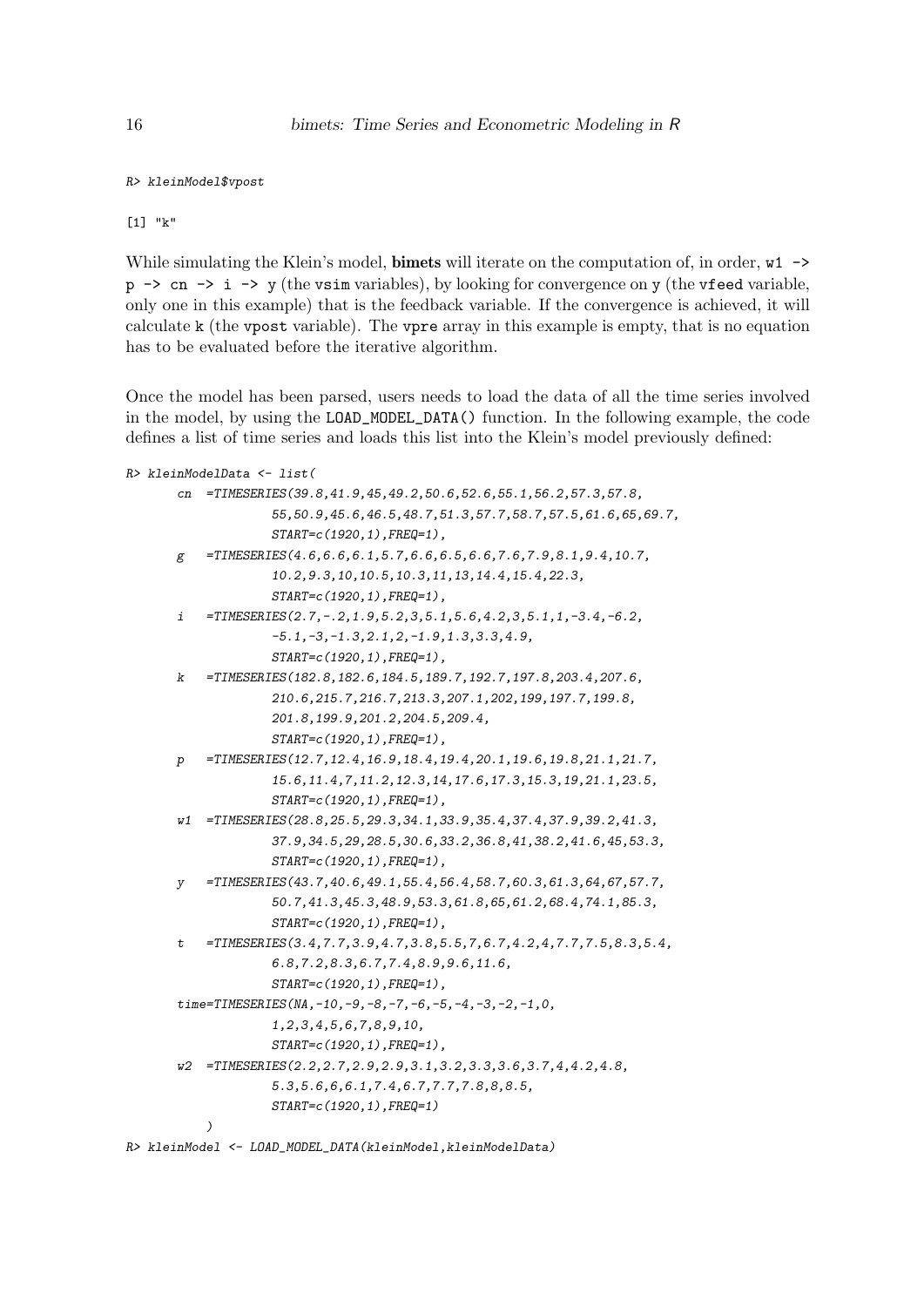```
R> kleinModel$vpost
```

```
[1] "k"
```

While simulating the Klein's model, **bimets** will iterate on the computation of, in order, `w1 -> p -> cn -> i -> y` (the `vsim` variables), by looking for convergence on `y` (the `vfeed` variable, only one in this example) that is the feedback variable. If the convergence is achieved, it will calculate `k` (the `vpost` variable). The `vpre` array in this example is empty, that is no equation has to be evaluated before the iterative algorithm.

Once the model has been parsed, users needs to load the data of all the time series involved in the model, by using the `LOAD_MODEL_DATA()` function. In the following example, the code defines a list of time series and loads this list into the Klein's model previously defined:

```
R> kleinModelData <- list(
      cn  =TIMESERIES(39.8,41.9,45,49.2,50.6,52.6,55.1,56.2,57.3,57.8,
                55,50.9,45.6,46.5,48.7,51.3,57.7,58.7,57.5,61.6,65,69.7,
                START=c(1920,1),FREQ=1),
      g   =TIMESERIES(4.6,6.6,6.1,5.7,6.6,6.5,6.6,7.6,7.9,8.1,9.4,10.7,
                10.2,9.3,10,10.5,10.3,11,13,14.4,15.4,22.3,
                START=c(1920,1),FREQ=1),
      i   =TIMESERIES(2.7,-.2,1.9,5.2,3,5.1,5.6,4.2,3,5.1,1,-3.4,-6.2,
                -5.1,-3,-1.3,2.1,2,-1.9,1.3,3.3,4.9,
                START=c(1920,1),FREQ=1),
      k   =TIMESERIES(182.8,182.6,184.5,189.7,192.7,197.8,203.4,207.6,
                210.6,215.7,216.7,213.3,207.1,202,199,197.7,199.8,
                201.8,199.9,201.2,204.5,209.4,
                START=c(1920,1),FREQ=1),
      p   =TIMESERIES(12.7,12.4,16.9,18.4,19.4,20.1,19.6,19.8,21.1,21.7,
                15.6,11.4,7,11.2,12.3,14,17.6,17.3,15.3,19,21.1,23.5,
                START=c(1920,1),FREQ=1),
      w1  =TIMESERIES(28.8,25.5,29.3,34.1,33.9,35.4,37.4,37.9,39.2,41.3,
                37.9,34.5,29,28.5,30.6,33.2,36.8,41,38.2,41.6,45,53.3,
                START=c(1920,1),FREQ=1),
      y   =TIMESERIES(43.7,40.6,49.1,55.4,56.4,58.7,60.3,61.3,64,67,57.7,
                50.7,41.3,45.3,48.9,53.3,61.8,65,61.2,68.4,74.1,85.3,
                START=c(1920,1),FREQ=1),
      t   =TIMESERIES(3.4,7.7,3.9,4.7,3.8,5.5,7,6.7,4.2,4,7.7,7.5,8.3,5.4,
                6.8,7.2,8.3,6.7,7.4,8.9,9.6,11.6,
                START=c(1920,1),FREQ=1),
      time=TIMESERIES(NA,-10,-9,-8,-7,-6,-5,-4,-3,-2,-1,0,
                1,2,3,4,5,6,7,8,9,10,
                START=c(1920,1),FREQ=1),
      w2  =TIMESERIES(2.2,2.7,2.9,2.9,3.1,3.2,3.3,3.6,3.7,4,4.2,4.8,
                5.3,5.6,6,6.1,7.4,6.7,7.7,7.8,8,8.5,
                START=c(1920,1),FREQ=1)
        )
R> kleinModel <- LOAD_MODEL_DATA(kleinModel,kleinModelData)
```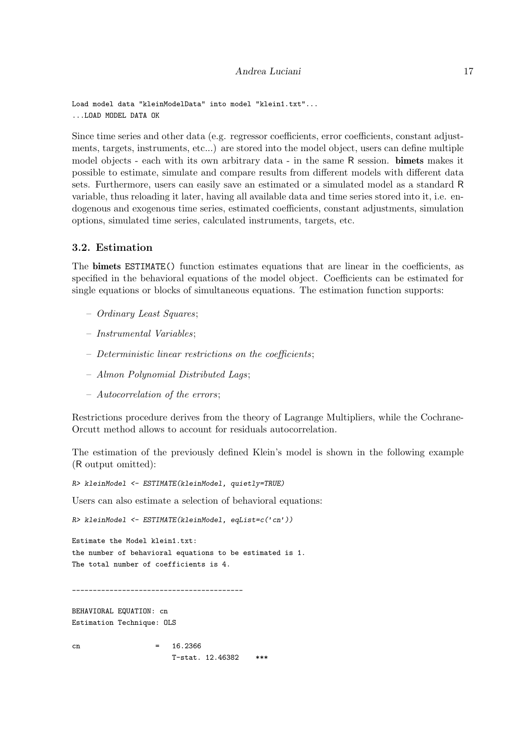```
Load model data "kleinModelData" into model "klein1.txt"...
...LOAD MODEL DATA OK
```

Since time series and other data (e.g. regressor coefficients, error coefficients, constant adjustments, targets, instruments, etc...) are stored into the model object, users can define multiple model objects - each with its own arbitrary data - in the same R session. **bimets** makes it possible to estimate, simulate and compare results from different models with different data sets. Furthermore, users can easily save an estimated or a simulated model as a standard R variable, thus reloading it later, having all available data and time series stored into it, i.e. endogenous and exogenous time series, estimated coefficients, constant adjustments, simulation options, simulated time series, calculated instruments, targets, etc.

### 3.2. Estimation

The **bimets** `ESTIMATE()` function estimates equations that are linear in the coefficients, as specified in the behavioral equations of the model object. Coefficients can be estimated for single equations or blocks of simultaneous equations. The estimation function supports:

– *Ordinary Least Squares*;

– *Instrumental Variables*;

– *Deterministic linear restrictions on the coefficients*;

– *Almon Polynomial Distributed Lags*;

– *Autocorrelation of the errors*;

Restrictions procedure derives from the theory of Lagrange Multipliers, while the Cochrane-Orcutt method allows to account for residuals autocorrelation.

The estimation of the previously defined Klein's model is shown in the following example (R output omitted):

```
R> kleinModel <- ESTIMATE(kleinModel, quietly=TRUE)
```

Users can also estimate a selection of behavioral equations:

```
R> kleinModel <- ESTIMATE(kleinModel, eqList=c('cn'))

Estimate the Model klein1.txt:
the number of behavioral equations to be estimated is 1.
The total number of coefficients is 4.

_________________________________________

BEHAVIORAL EQUATION: cn
Estimation Technique: OLS

cn                 =   16.2366
                       T-stat. 12.46382    ***
```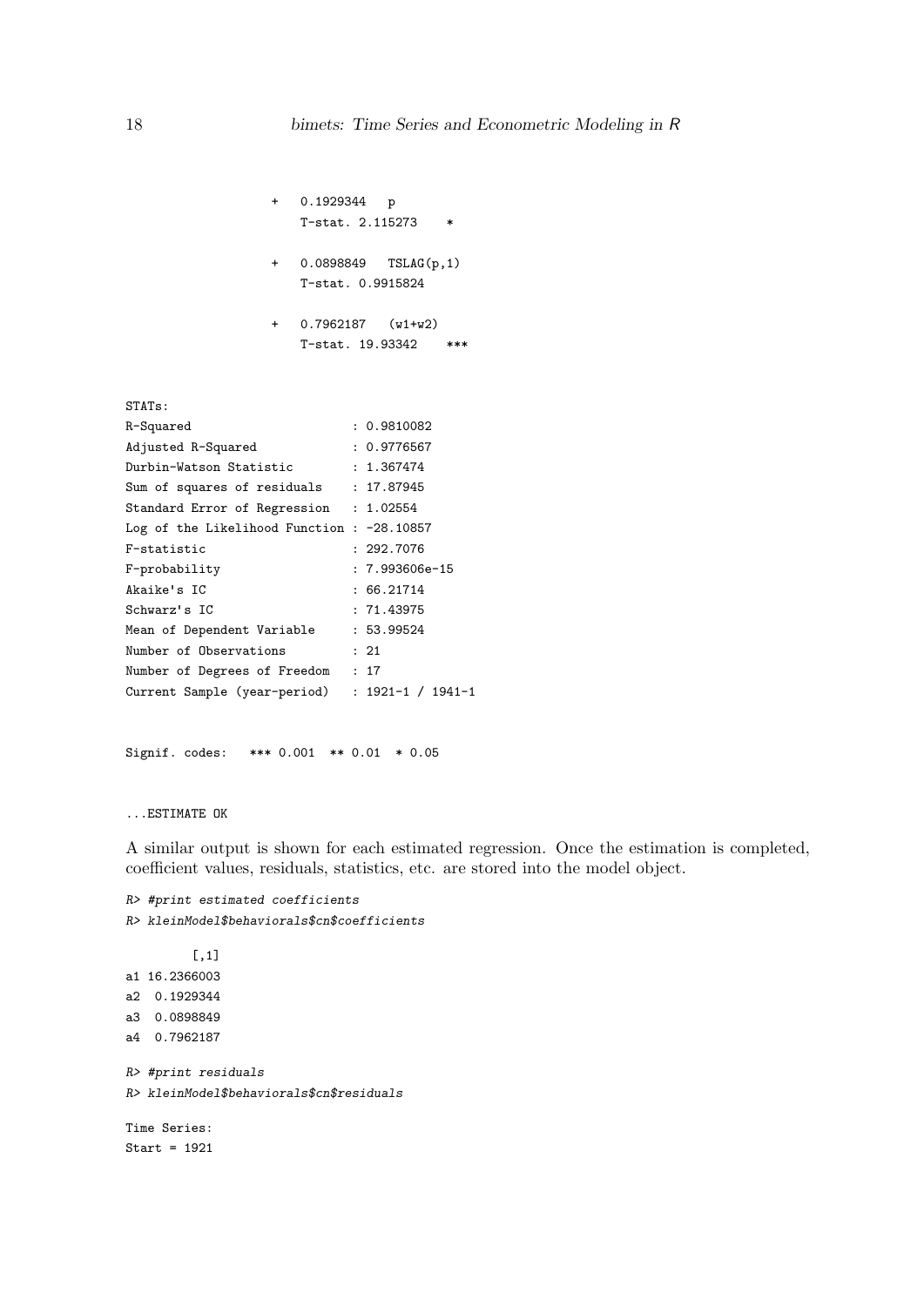```
                  +   0.1929344   p
                      T-stat. 2.115273    *

                  +   0.0898849   TSLAG(p,1)
                      T-stat. 0.9915824

                  +   0.7962187   (w1+w2)
                      T-stat. 19.93342    ***


STATs:
R-Squared                      : 0.9810082
Adjusted R-Squared             : 0.9776567
Durbin-Watson Statistic        : 1.367474
Sum of squares of residuals    : 17.87945
Standard Error of Regression   : 1.02554
Log of the Likelihood Function : -28.10857
F-statistic                    : 292.7076
F-probability                  : 7.993606e-15
Akaike's IC                    : 66.21714
Schwarz's IC                   : 71.43975
Mean of Dependent Variable     : 53.99524
Number of Observations         : 21
Number of Degrees of Freedom   : 17
Current Sample (year-period)   : 1921-1 / 1941-1


Signif. codes:   *** 0.001  ** 0.01  * 0.05


...ESTIMATE OK
```

A similar output is shown for each estimated regression. Once the estimation is completed, coefficient values, residuals, statistics, etc. are stored into the model object.

```
R> #print estimated coefficients
R> kleinModel$behaviorals$cn$coefficients

         [,1]
a1 16.2366003
a2  0.1929344
a3  0.0898849
a4  0.7962187

R> #print residuals
R> kleinModel$behaviorals$cn$residuals

Time Series:
Start = 1921
```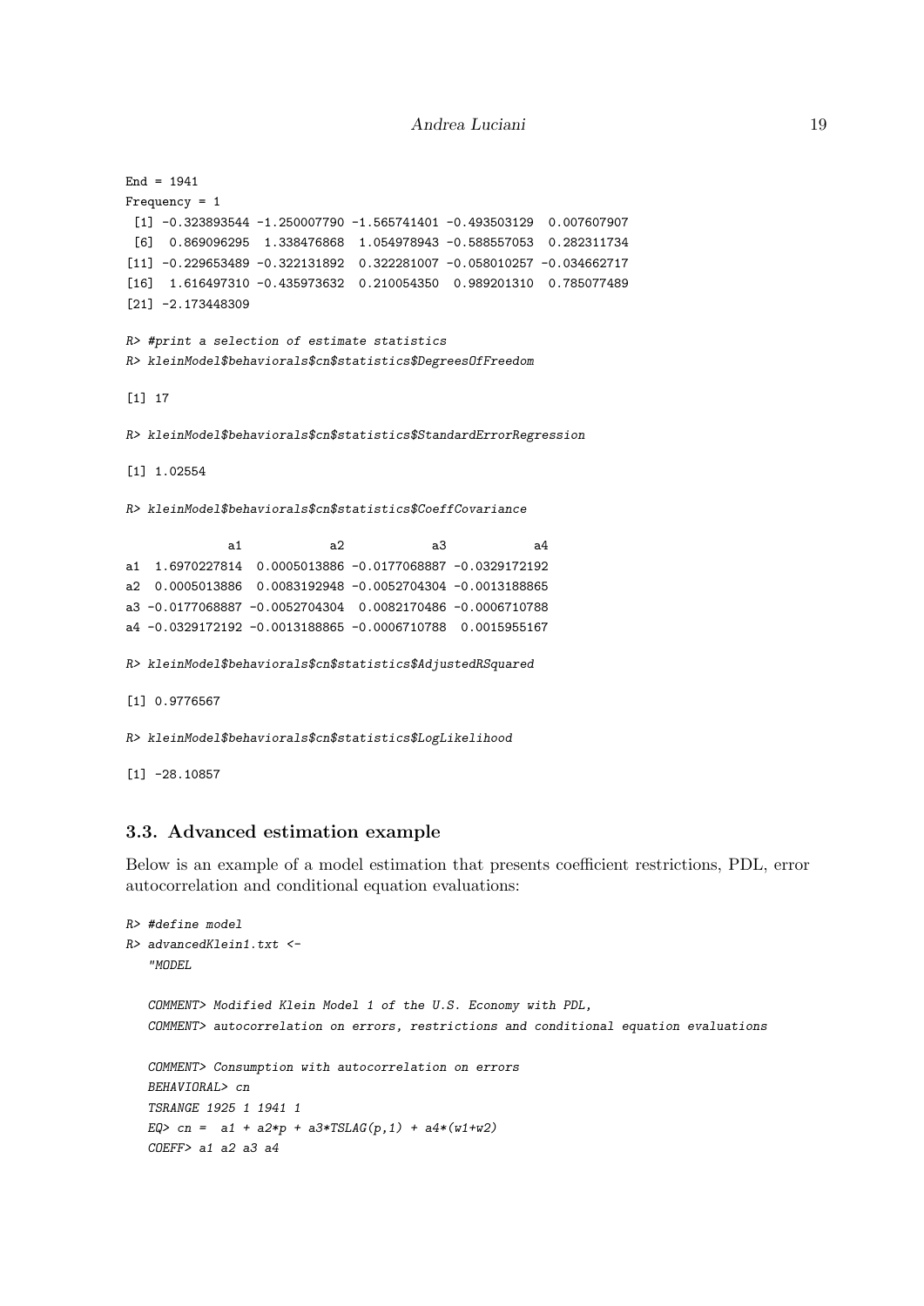```
End = 1941
Frequency = 1
 [1] -0.323893544 -1.250007790 -1.565741401 -0.493503129  0.007607907
 [6]  0.869096295  1.338476868  1.054978943 -0.588557053  0.282311734
[11] -0.229653489 -0.322131892  0.322281007 -0.058010257 -0.034662717
[16]  1.616497310 -0.435973632  0.210054350  0.989201310  0.785077489
[21] -2.173448309

R> #print a selection of estimate statistics
R> kleinModel$behaviorals$cn$statistics$DegreesOfFreedom

[1] 17

R> kleinModel$behaviorals$cn$statistics$StandardErrorRegression

[1] 1.02554

R> kleinModel$behaviorals$cn$statistics$CoeffCovariance

             a1            a2            a3            a4
a1  1.6970227814  0.0005013886 -0.0177068887 -0.0329172192
a2  0.0005013886  0.0083192948 -0.0052704304 -0.0013188865
a3 -0.0177068887 -0.0052704304  0.0082170486 -0.0006710788
a4 -0.0329172192 -0.0013188865 -0.0006710788  0.0015955167

R> kleinModel$behaviorals$cn$statistics$AdjustedRSquared

[1] 0.9776567

R> kleinModel$behaviorals$cn$statistics$LogLikelihood

[1] -28.10857
```

### 3.3. Advanced estimation example

Below is an example of a model estimation that presents coefficient restrictions, PDL, error autocorrelation and conditional equation evaluations:

```
R> #define model
R> advancedKlein1.txt <-
   "MODEL

   COMMENT> Modified Klein Model 1 of the U.S. Economy with PDL,
   COMMENT> autocorrelation on errors, restrictions and conditional equation evaluations

   COMMENT> Consumption with autocorrelation on errors
   BEHAVIORAL> cn
   TSRANGE 1925 1 1941 1
   EQ> cn =  a1 + a2*p + a3*TSLAG(p,1) + a4*(w1+w2)
   COEFF> a1 a2 a3 a4
```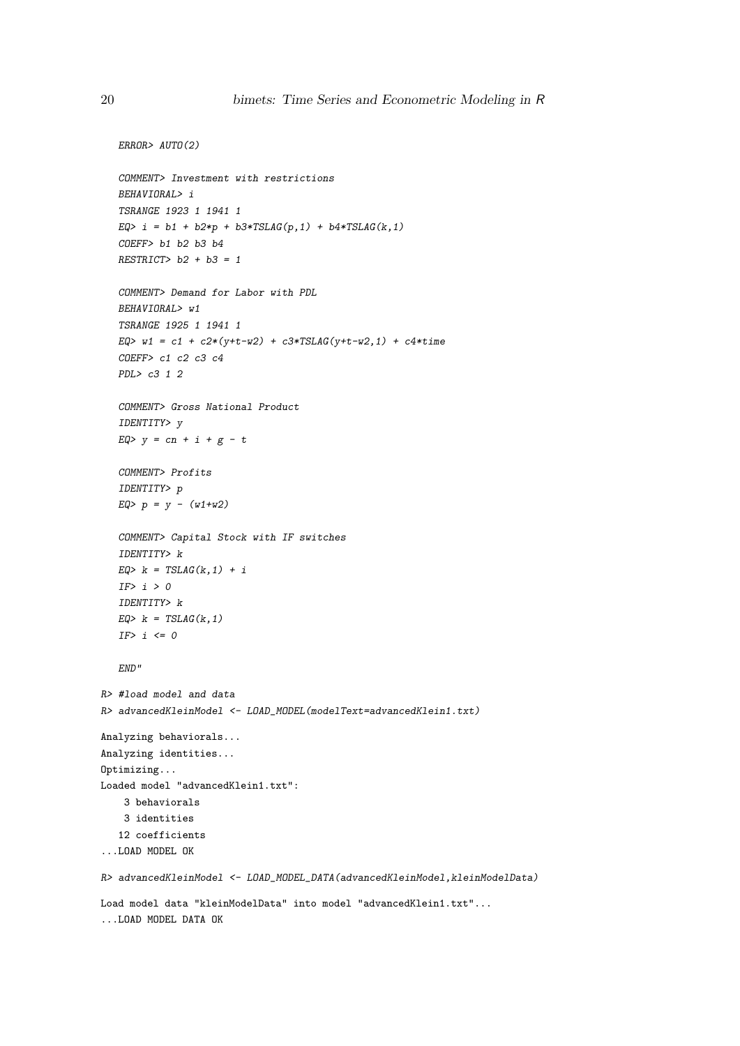```
   ERROR> AUTO(2)

   COMMENT> Investment with restrictions
   BEHAVIORAL> i
   TSRANGE 1923 1 1941 1
   EQ> i = b1 + b2*p + b3*TSLAG(p,1) + b4*TSLAG(k,1)
   COEFF> b1 b2 b3 b4
   RESTRICT> b2 + b3 = 1

   COMMENT> Demand for Labor with PDL
   BEHAVIORAL> w1
   TSRANGE 1925 1 1941 1
   EQ> w1 = c1 + c2*(y+t-w2) + c3*TSLAG(y+t-w2,1) + c4*time
   COEFF> c1 c2 c3 c4
   PDL> c3 1 2

   COMMENT> Gross National Product
   IDENTITY> y
   EQ> y = cn + i + g - t

   COMMENT> Profits
   IDENTITY> p
   EQ> p = y - (w1+w2)

   COMMENT> Capital Stock with IF switches
   IDENTITY> k
   EQ> k = TSLAG(k,1) + i
   IF> i > 0
   IDENTITY> k
   EQ> k = TSLAG(k,1)
   IF> i <= 0

   END"
R> #load model and data
R> advancedKleinModel <- LOAD_MODEL(modelText=advancedKlein1.txt)

Analyzing behaviorals...
Analyzing identities...
Optimizing...
Loaded model "advancedKlein1.txt":
    3 behaviorals
    3 identities
   12 coefficients
...LOAD MODEL OK

R> advancedKleinModel <- LOAD_MODEL_DATA(advancedKleinModel,kleinModelData)

Load model data "kleinModelData" into model "advancedKlein1.txt"...
...LOAD MODEL DATA OK
```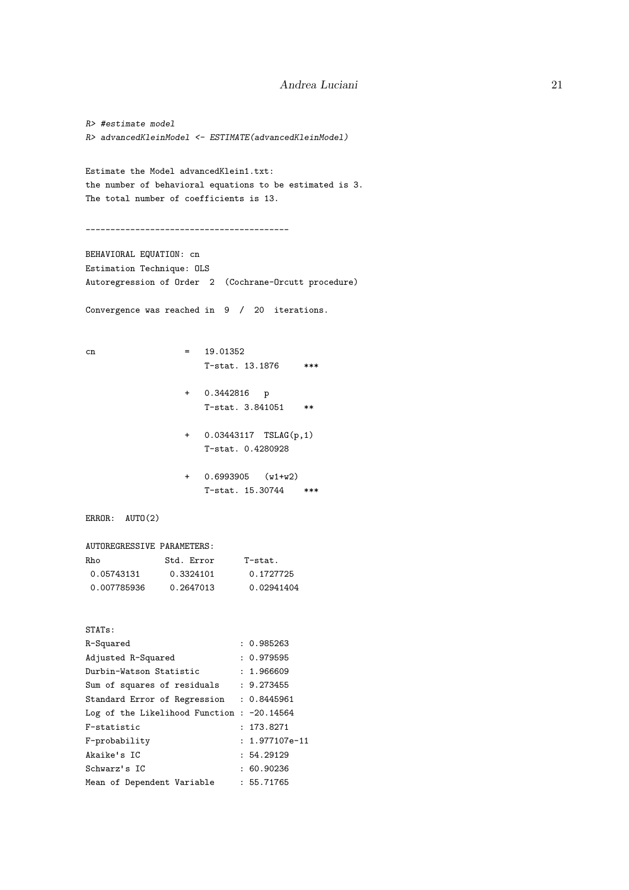```
R> #estimate model
R> advancedKleinModel <- ESTIMATE(advancedKleinModel)

Estimate the Model advancedKlein1.txt:
the number of behavioral equations to be estimated is 3.
The total number of coefficients is 13.

----------------------------------------

BEHAVIORAL EQUATION: cn
Estimation Technique: OLS
Autoregression of Order  2  (Cochrane-Orcutt procedure)

Convergence was reached in  9  /  20  iterations.


cn                 =   19.01352
                       T-stat. 13.1876     ***

                   +   0.3442816   p
                       T-stat. 3.841051    **

                   +   0.03443117  TSLAG(p,1)
                       T-stat. 0.4280928

                   +   0.6993905   (w1+w2)
                       T-stat. 15.30744    ***

ERROR:  AUTO(2)

AUTOREGRESSIVE PARAMETERS:
Rho            Std. Error      T-stat.
 0.05743131      0.3324101       0.1727725
 0.007785936     0.2647013       0.02941404


STATs:
R-Squared                     : 0.985263
Adjusted R-Squared            : 0.979595
Durbin-Watson Statistic       : 1.966609
Sum of squares of residuals   : 9.273455
Standard Error of Regression  : 0.8445961
Log of the Likelihood Function : -20.14564
F-statistic                   : 173.8271
F-probability                 : 1.977107e-11
Akaike's IC                   : 54.29129
Schwarz's IC                  : 60.90236
Mean of Dependent Variable    : 55.71765
```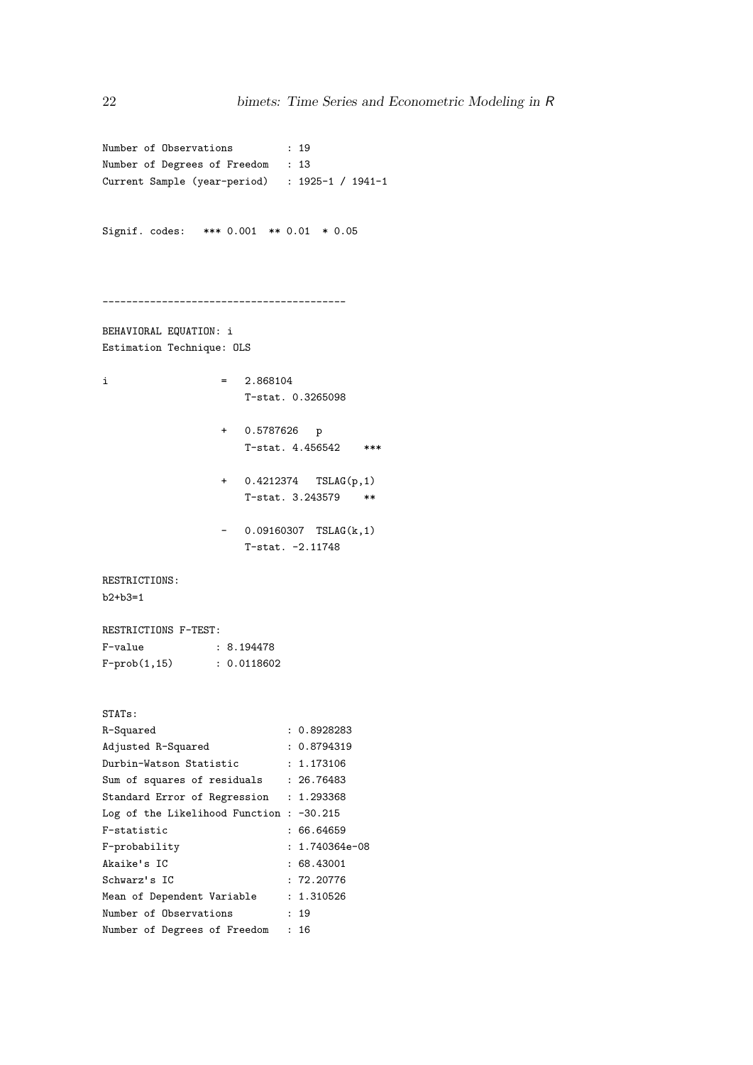```
Number of Observations         : 19
Number of Degrees of Freedom   : 13
Current Sample (year-period)   : 1925-1 / 1941-1


Signif. codes:   *** 0.001  ** 0.01  * 0.05



----------------------------------------

BEHAVIORAL EQUATION: i
Estimation Technique: OLS

i                  =   2.868104
                       T-stat. 0.3265098

                   +   0.5787626   p
                       T-stat. 4.456542    ***

                   +   0.4212374   TSLAG(p,1)
                       T-stat. 3.243579    **

                   -   0.09160307  TSLAG(k,1)
                       T-stat. -2.11748

RESTRICTIONS:
b2+b3=1

RESTRICTIONS F-TEST:
F-value            : 8.194478
F-prob(1,15)       : 0.0118602


STATs:
R-Squared                      : 0.8928283
Adjusted R-Squared             : 0.8794319
Durbin-Watson Statistic        : 1.173106
Sum of squares of residuals    : 26.76483
Standard Error of Regression   : 1.293368
Log of the Likelihood Function : -30.215
F-statistic                    : 66.64659
F-probability                  : 1.740364e-08
Akaike's IC                    : 68.43001
Schwarz's IC                   : 72.20776
Mean of Dependent Variable     : 1.310526
Number of Observations         : 19
Number of Degrees of Freedom   : 16
```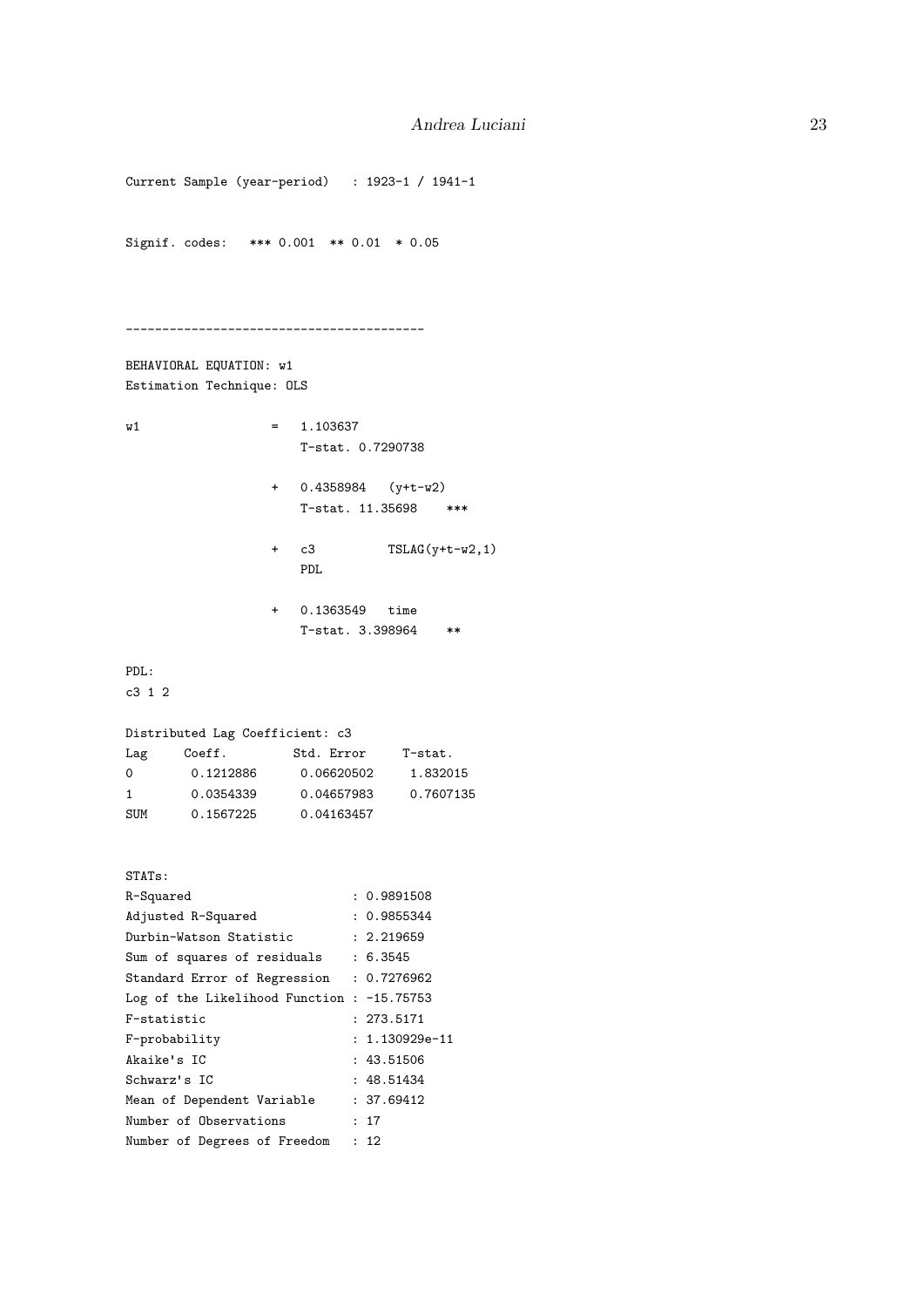```
Current Sample (year-period)   : 1923-1 / 1941-1


Signif. codes:   *** 0.001  ** 0.01  * 0.05



----------------------------------------

BEHAVIORAL EQUATION: w1
Estimation Technique: OLS

w1                 =   1.103637
                       T-stat. 0.7290738

                   +   0.4358984   (y+t-w2)
                       T-stat. 11.35698    ***

                   +   c3          TSLAG(y+t-w2,1)
                       PDL

                   +   0.1363549   time
                       T-stat. 3.398964    **

PDL:
c3 1 2

Distributed Lag Coefficient: c3
Lag     Coeff.        Std. Error     T-stat.
0        0.1212886      0.06620502     1.832015
1        0.0354339      0.04657983     0.7607135
SUM      0.1567225      0.04163457


STATs:
R-Squared                      : 0.9891508
Adjusted R-Squared             : 0.9855344
Durbin-Watson Statistic        : 2.219659
Sum of squares of residuals    : 6.3545
Standard Error of Regression   : 0.7276962
Log of the Likelihood Function : -15.75753
F-statistic                    : 273.5171
F-probability                  : 1.130929e-11
Akaike's IC                    : 43.51506
Schwarz's IC                   : 48.51434
Mean of Dependent Variable     : 37.69412
Number of Observations         : 17
Number of Degrees of Freedom   : 12
```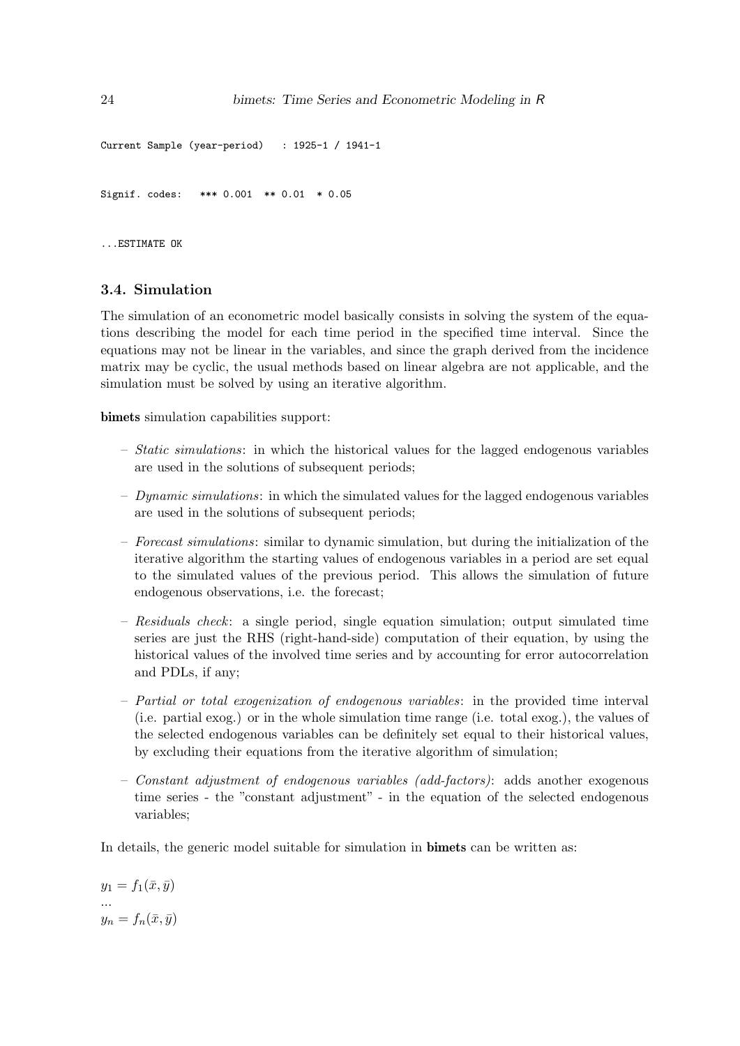```
Current Sample (year-period)   : 1925-1 / 1941-1


Signif. codes:   *** 0.001  ** 0.01  * 0.05


...ESTIMATE OK
```

### 3.4. Simulation

The simulation of an econometric model basically consists in solving the system of the equations describing the model for each time period in the specified time interval. Since the equations may not be linear in the variables, and since the graph derived from the incidence matrix may be cyclic, the usual methods based on linear algebra are not applicable, and the simulation must be solved by using an iterative algorithm.

**bimets** simulation capabilities support:

- *Static simulations*: in which the historical values for the lagged endogenous variables are used in the solutions of subsequent periods;
- *Dynamic simulations*: in which the simulated values for the lagged endogenous variables are used in the solutions of subsequent periods;
- *Forecast simulations*: similar to dynamic simulation, but during the initialization of the iterative algorithm the starting values of endogenous variables in a period are set equal to the simulated values of the previous period. This allows the simulation of future endogenous observations, i.e. the forecast;
- *Residuals check*: a single period, single equation simulation; output simulated time series are just the RHS (right-hand-side) computation of their equation, by using the historical values of the involved time series and by accounting for error autocorrelation and PDLs, if any;
- *Partial or total exogenization of endogenous variables*: in the provided time interval (i.e. partial exog.) or in the whole simulation time range (i.e. total exog.), the values of the selected endogenous variables can be definitely set equal to their historical values, by excluding their equations from the iterative algorithm of simulation;
- *Constant adjustment of endogenous variables (add-factors)*: adds another exogenous time series - the "constant adjustment" - in the equation of the selected endogenous variables;

In details, the generic model suitable for simulation in **bimets** can be written as:

$y_1 = f_1(\bar{x}, \bar{y})$
...
$y_n = f_n(\bar{x}, \bar{y})$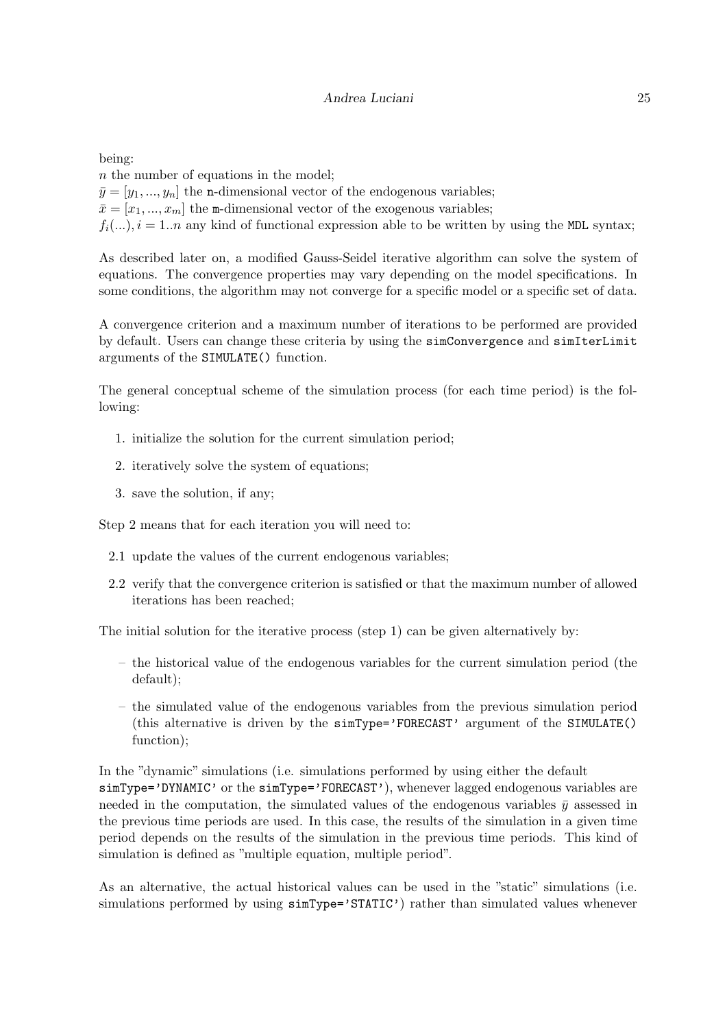being:
$n$ the number of equations in the model;
$\bar{y} = [y_1, ..., y_n]$ the `n`-dimensional vector of the endogenous variables;
$\bar{x} = [x_1, ..., x_m]$ the `m`-dimensional vector of the exogenous variables;
$f_i(...), i = 1..n$ any kind of functional expression able to be written by using the `MDL` syntax;

As described later on, a modified Gauss-Seidel iterative algorithm can solve the system of equations. The convergence properties may vary depending on the model specifications. In some conditions, the algorithm may not converge for a specific model or a specific set of data.

A convergence criterion and a maximum number of iterations to be performed are provided by default. Users can change these criteria by using the `simConvergence` and `simIterLimit` arguments of the `SIMULATE()` function.

The general conceptual scheme of the simulation process (for each time period) is the following:

1. initialize the solution for the current simulation period;
2. iteratively solve the system of equations;
3. save the solution, if any;

Step 2 means that for each iteration you will need to:

- 2.1 update the values of the current endogenous variables;
- 2.2 verify that the convergence criterion is satisfied or that the maximum number of allowed iterations has been reached;

The initial solution for the iterative process (step 1) can be given alternatively by:

- the historical value of the endogenous variables for the current simulation period (the default);
- the simulated value of the endogenous variables from the previous simulation period (this alternative is driven by the `simType='FORECAST'` argument of the `SIMULATE()` function);

In the "dynamic" simulations (i.e. simulations performed by using either the default `simType='DYNAMIC'` or the `simType='FORECAST'`), whenever lagged endogenous variables are needed in the computation, the simulated values of the endogenous variables $\bar{y}$ assessed in the previous time periods are used. In this case, the results of the simulation in a given time period depends on the results of the simulation in the previous time periods. This kind of simulation is defined as "multiple equation, multiple period".

As an alternative, the actual historical values can be used in the "static" simulations (i.e. simulations performed by using `simType='STATIC'`) rather than simulated values whenever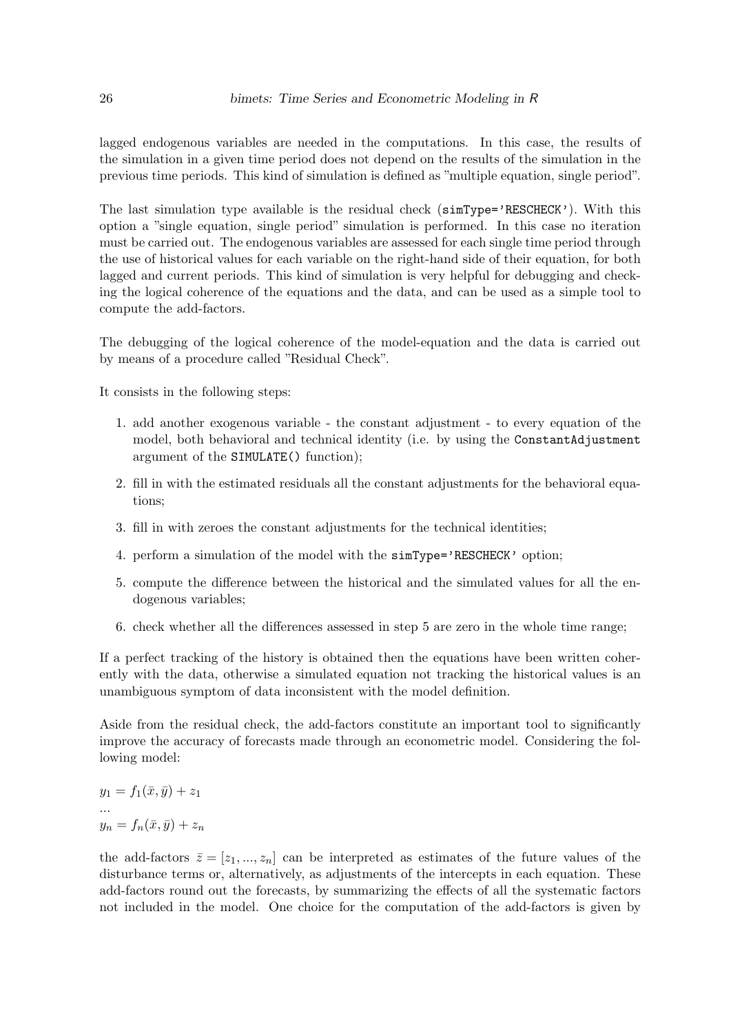lagged endogenous variables are needed in the computations. In this case, the results of the simulation in a given time period does not depend on the results of the simulation in the previous time periods. This kind of simulation is defined as "multiple equation, single period".

The last simulation type available is the residual check (`simType='RESCHECK'`). With this option a "single equation, single period" simulation is performed. In this case no iteration must be carried out. The endogenous variables are assessed for each single time period through the use of historical values for each variable on the right-hand side of their equation, for both lagged and current periods. This kind of simulation is very helpful for debugging and checking the logical coherence of the equations and the data, and can be used as a simple tool to compute the add-factors.

The debugging of the logical coherence of the model-equation and the data is carried out by means of a procedure called "Residual Check".

It consists in the following steps:

1. add another exogenous variable - the constant adjustment - to every equation of the model, both behavioral and technical identity (i.e. by using the `ConstantAdjustment` argument of the `SIMULATE()` function);
2. fill in with the estimated residuals all the constant adjustments for the behavioral equations;
3. fill in with zeroes the constant adjustments for the technical identities;
4. perform a simulation of the model with the `simType='RESCHECK'` option;
5. compute the difference between the historical and the simulated values for all the endogenous variables;
6. check whether all the differences assessed in step 5 are zero in the whole time range;

If a perfect tracking of the history is obtained then the equations have been written coherently with the data, otherwise a simulated equation not tracking the historical values is an unambiguous symptom of data inconsistent with the model definition.

Aside from the residual check, the add-factors constitute an important tool to significantly improve the accuracy of forecasts made through an econometric model. Considering the following model:

$$y_1 = f_1(\bar{x}, \bar{y}) + z_1$$
$$...$$
$$y_n = f_n(\bar{x}, \bar{y}) + z_n$$

the add-factors $\bar{z} = [z_1, ..., z_n]$ can be interpreted as estimates of the future values of the disturbance terms or, alternatively, as adjustments of the intercepts in each equation. These add-factors round out the forecasts, by summarizing the effects of all the systematic factors not included in the model. One choice for the computation of the add-factors is given by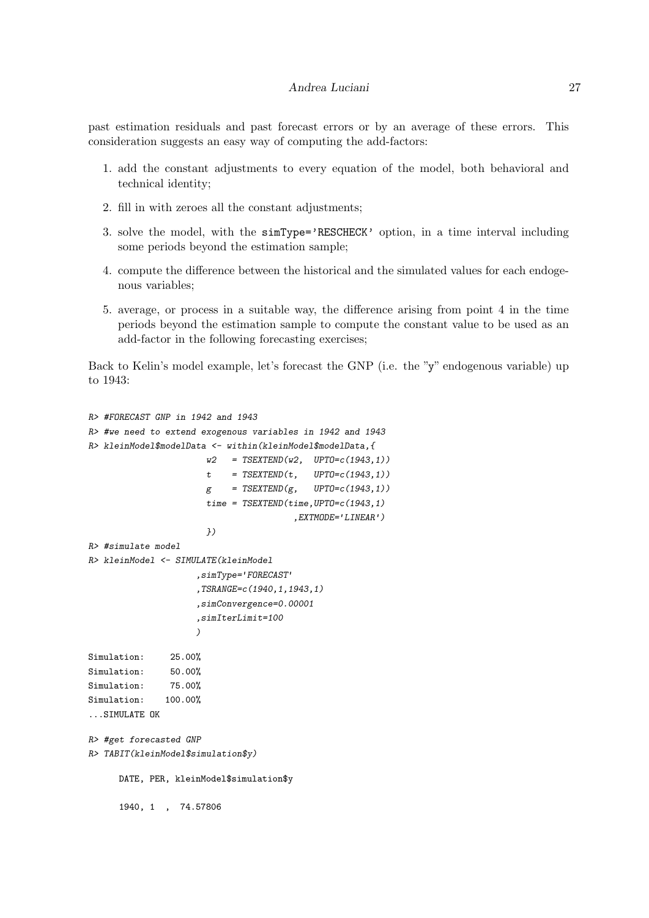past estimation residuals and past forecast errors or by an average of these errors. This consideration suggests an easy way of computing the add-factors:

1. add the constant adjustments to every equation of the model, both behavioral and technical identity;
2. fill in with zeroes all the constant adjustments;
3. solve the model, with the `simType='RESCHECK'` option, in a time interval including some periods beyond the estimation sample;
4. compute the difference between the historical and the simulated values for each endogenous variables;
5. average, or process in a suitable way, the difference arising from point 4 in the time periods beyond the estimation sample to compute the constant value to be used as an add-factor in the following forecasting exercises;

Back to Kelin's model example, let's forecast the GNP (i.e. the "y" endogenous variable) up to 1943:

```
R> #FORECAST GNP in 1942 and 1943
R> #we need to extend exogenous variables in 1942 and 1943
R> kleinModel$modelData <- within(kleinModel$modelData,{
                      w2   = TSEXTEND(w2,  UPTO=c(1943,1))
                      t    = TSEXTEND(t,   UPTO=c(1943,1))
                      g    = TSEXTEND(g,   UPTO=c(1943,1))
                      time = TSEXTEND(time,UPTO=c(1943,1)
                                      ,EXTMODE='LINEAR')
                      })
R> #simulate model
R> kleinModel <- SIMULATE(kleinModel
                     ,simType='FORECAST'
                     ,TSRANGE=c(1940,1,1943,1)
                     ,simConvergence=0.00001
                     ,simIterLimit=100
                     )

Simulation:     25.00%
Simulation:     50.00%
Simulation:     75.00%
Simulation:    100.00%
...SIMULATE OK

R> #get forecasted GNP
R> TABIT(kleinModel$simulation$y)

      DATE, PER, kleinModel$simulation$y

      1940, 1  ,  74.57806
```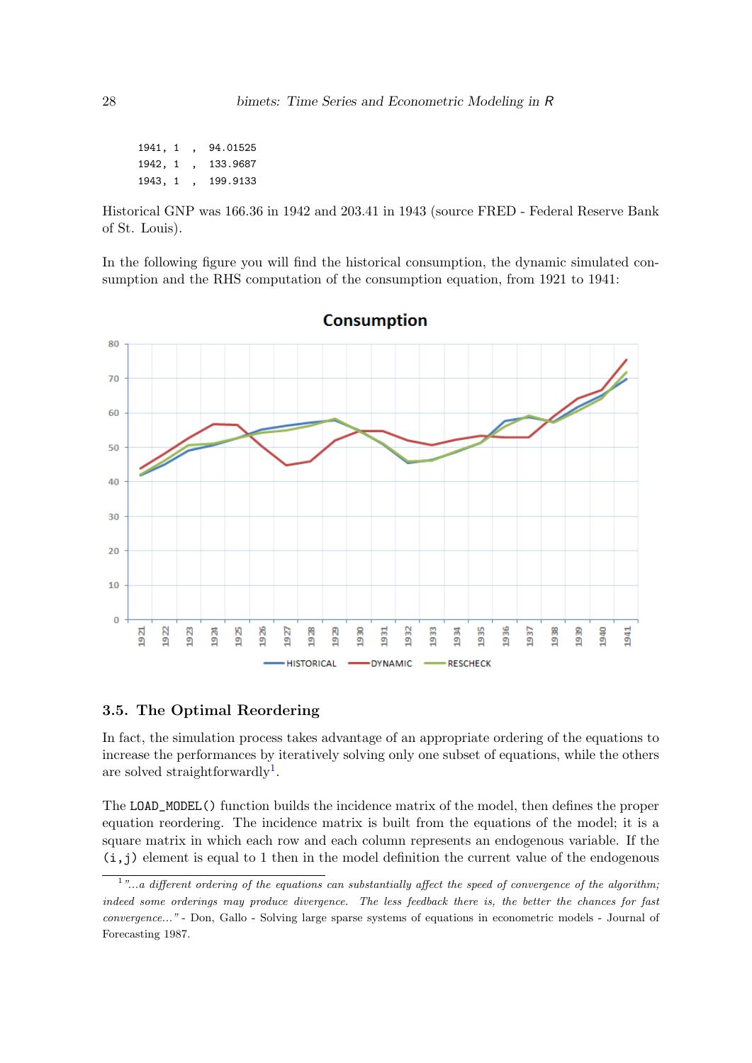```
1941, 1   ,   94.01525
1942, 1   ,   133.9687
1943, 1   ,   199.9133
```

Historical GNP was 166.36 in 1942 and 203.41 in 1943 (source FRED - Federal Reserve Bank of St. Louis).

In the following figure you will find the historical consumption, the dynamic simulated consumption and the RHS computation of the consumption equation, from 1921 to 1941:

## 3.5. The Optimal Reordering

In fact, the simulation process takes advantage of an appropriate ordering of the equations to increase the performances by iteratively solving only one subset of equations, while the others are solved straightforwardly[1].

The `LOAD_MODEL()` function builds the incidence matrix of the model, then defines the proper equation reordering. The incidence matrix is built from the equations of the model; it is a square matrix in which each row and each column represents an endogenous variable. If the `(i,j)` element is equal to 1 then in the model definition the current value of the endogenous

[1] *"...a different ordering of the equations can substantially affect the speed of convergence of the algorithm; indeed some orderings may produce divergence. The less feedback there is, the better the chances for fast convergence..."* - Don, Gallo - Solving large sparse systems of equations in econometric models - Journal of Forecasting 1987.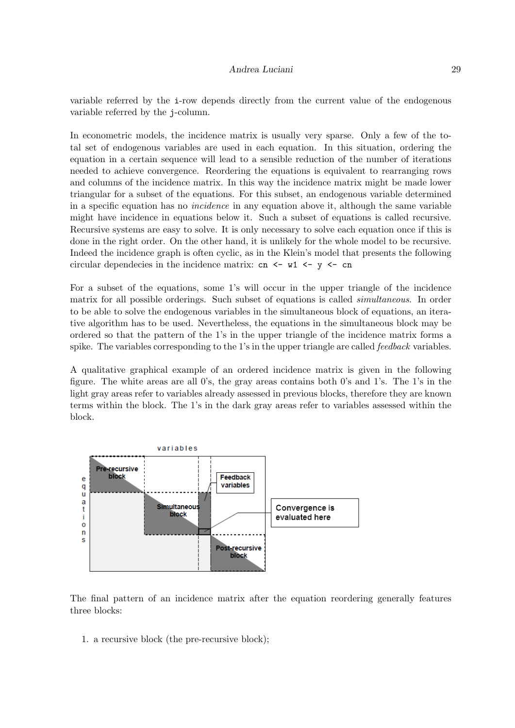variable referred by the i-row depends directly from the current value of the endogenous variable referred by the j-column.

In econometric models, the incidence matrix is usually very sparse. Only a few of the total set of endogenous variables are used in each equation. In this situation, ordering the equation in a certain sequence will lead to a sensible reduction of the number of iterations needed to achieve convergence. Reordering the equations is equivalent to rearranging rows and columns of the incidence matrix. In this way the incidence matrix might be made lower triangular for a subset of the equations. For this subset, an endogenous variable determined in a specific equation has no *incidence* in any equation above it, although the same variable might have incidence in equations below it. Such a subset of equations is called recursive. Recursive systems are easy to solve. It is only necessary to solve each equation once if this is done in the right order. On the other hand, it is unlikely for the whole model to be recursive. Indeed the incidence graph is often cyclic, as in the Klein's model that presents the following circular dependecies in the incidence matrix: `cn <- w1 <- y <- cn`

For a subset of the equations, some 1's will occur in the upper triangle of the incidence matrix for all possible orderings. Such subset of equations is called *simultaneous*. In order to be able to solve the endogenous variables in the simultaneous block of equations, an iterative algorithm has to be used. Nevertheless, the equations in the simultaneous block may be ordered so that the pattern of the 1's in the upper triangle of the incidence matrix forms a spike. The variables corresponding to the 1's in the upper triangle are called *feedback* variables.

A qualitative graphical example of an ordered incidence matrix is given in the following figure. The white areas are all 0's, the gray areas contains both 0's and 1's. The 1's in the light gray areas refer to variables already assessed in previous blocks, therefore they are known terms within the block. The 1's in the dark gray areas refer to variables assessed within the block.

The final pattern of an incidence matrix after the equation reordering generally features three blocks:

1. a recursive block (the pre-recursive block);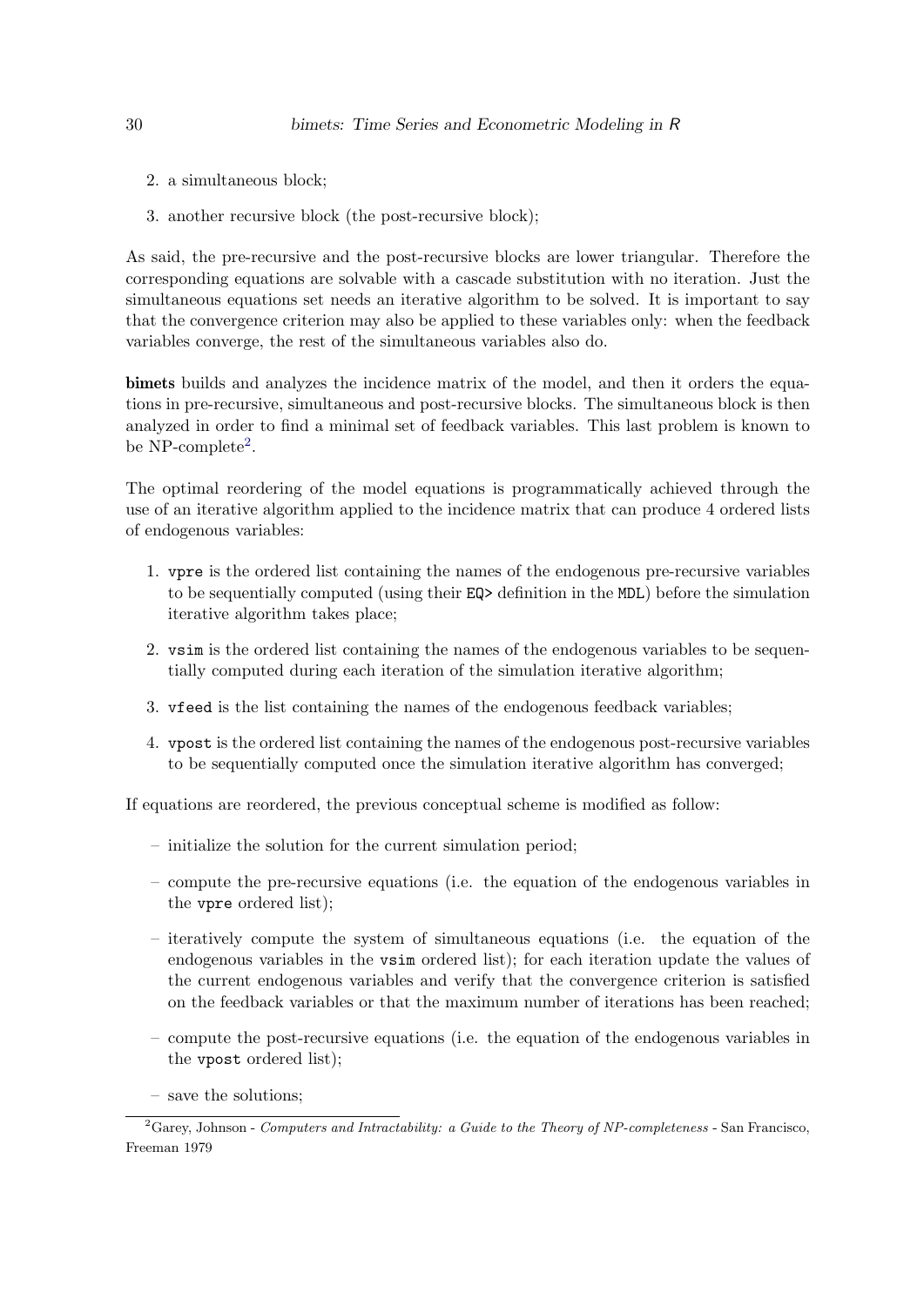2. a simultaneous block;
3. another recursive block (the post-recursive block);

As said, the pre-recursive and the post-recursive blocks are lower triangular. Therefore the corresponding equations are solvable with a cascade substitution with no iteration. Just the simultaneous equations set needs an iterative algorithm to be solved. It is important to say that the convergence criterion may also be applied to these variables only: when the feedback variables converge, the rest of the simultaneous variables also do.

**bimets** builds and analyzes the incidence matrix of the model, and then it orders the equations in pre-recursive, simultaneous and post-recursive blocks. The simultaneous block is then analyzed in order to find a minimal set of feedback variables. This last problem is known to be NP-complete[2].

The optimal reordering of the model equations is programmatically achieved through the use of an iterative algorithm applied to the incidence matrix that can produce 4 ordered lists of endogenous variables:

1. `vpre` is the ordered list containing the names of the endogenous pre-recursive variables to be sequentially computed (using their `EQ>` definition in the `MDL`) before the simulation iterative algorithm takes place;
2. `vsim` is the ordered list containing the names of the endogenous variables to be sequentially computed during each iteration of the simulation iterative algorithm;
3. `vfeed` is the list containing the names of the endogenous feedback variables;
4. `vpost` is the ordered list containing the names of the endogenous post-recursive variables to be sequentially computed once the simulation iterative algorithm has converged;

If equations are reordered, the previous conceptual scheme is modified as follow:

– initialize the solution for the current simulation period;

– compute the pre-recursive equations (i.e. the equation of the endogenous variables in the `vpre` ordered list);

– iteratively compute the system of simultaneous equations (i.e. the equation of the endogenous variables in the `vsim` ordered list); for each iteration update the values of the current endogenous variables and verify that the convergence criterion is satisfied on the feedback variables or that the maximum number of iterations has been reached;

– compute the post-recursive equations (i.e. the equation of the endogenous variables in the `vpost` ordered list);

– save the solutions;

[2] Garey, Johnson - *Computers and Intractability: a Guide to the Theory of NP-completeness* - San Francisco, Freeman 1979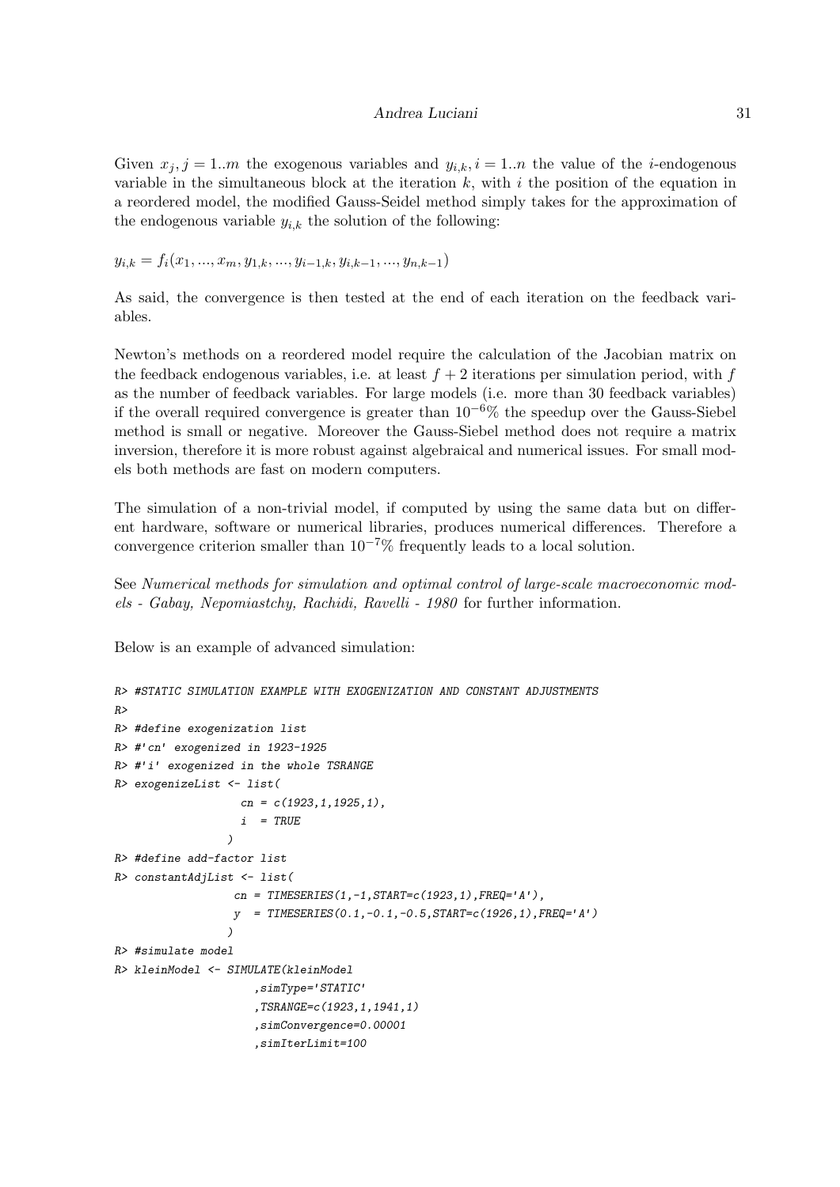Given $x_j, j = 1..m$ the exogenous variables and $y_{i,k}, i = 1..n$ the value of the $i$-endogenous variable in the simultaneous block at the iteration $k$, with $i$ the position of the equation in a reordered model, the modified Gauss-Seidel method simply takes for the approximation of the endogenous variable $y_{i,k}$ the solution of the following:

$y_{i,k} = f_i(x_1, ..., x_m, y_{1,k}, ..., y_{i-1,k}, y_{i,k-1}, ..., y_{n,k-1})$

As said, the convergence is then tested at the end of each iteration on the feedback variables.

Newton's methods on a reordered model require the calculation of the Jacobian matrix on the feedback endogenous variables, i.e. at least $f + 2$ iterations per simulation period, with $f$ as the number of feedback variables. For large models (i.e. more than 30 feedback variables) if the overall required convergence is greater than $10^{-6}\%$ the speedup over the Gauss-Siebel method is small or negative. Moreover the Gauss-Siebel method does not require a matrix inversion, therefore it is more robust against algebraical and numerical issues. For small models both methods are fast on modern computers.

The simulation of a non-trivial model, if computed by using the same data but on different hardware, software or numerical libraries, produces numerical differences. Therefore a convergence criterion smaller than $10^{-7}\%$ frequently leads to a local solution.

See *Numerical methods for simulation and optimal control of large-scale macroeconomic models - Gabay, Nepomiastchy, Rachidi, Ravelli - 1980* for further information.

Below is an example of advanced simulation:

```
R> #STATIC SIMULATION EXAMPLE WITH EXOGENIZATION AND CONSTANT ADJUSTMENTS
R>
R> #define exogenization list
R> #'cn' exogenized in 1923-1925
R> #'i' exogenized in the whole TSRANGE
R> exogenizeList <- list(
                  cn = c(1923,1,1925,1),
                  i  = TRUE
                )
R> #define add-factor list
R> constantAdjList <- list(
                 cn = TIMESERIES(1,-1,START=c(1923,1),FREQ='A'),
                 y  = TIMESERIES(0.1,-0.1,-0.5,START=c(1926,1),FREQ='A')
                )
R> #simulate model
R> kleinModel <- SIMULATE(kleinModel
                    ,simType='STATIC'
                    ,TSRANGE=c(1923,1,1941,1)
                    ,simConvergence=0.00001
                    ,simIterLimit=100
```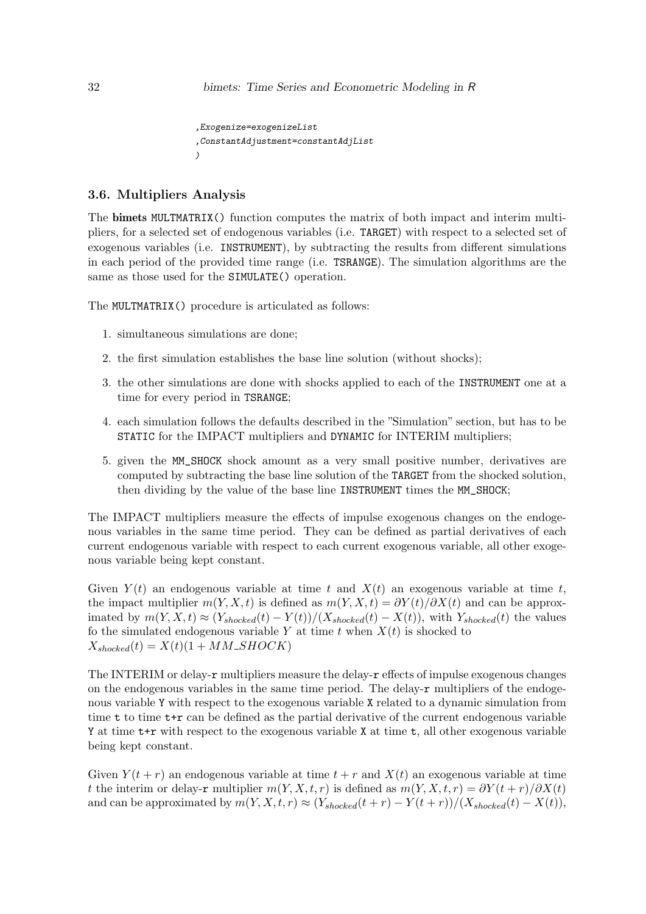```
,Exogenize=exogenizeList
,ConstantAdjustment=constantAdjList
)
```

### 3.6. Multipliers Analysis

The **bimets** `MULTMATRIX()` function computes the matrix of both impact and interim multipliers, for a selected set of endogenous variables (i.e. `TARGET`) with respect to a selected set of exogenous variables (i.e. `INSTRUMENT`), by subtracting the results from different simulations in each period of the provided time range (i.e. `TSRANGE`). The simulation algorithms are the same as those used for the `SIMULATE()` operation.

The `MULTMATRIX()` procedure is articulated as follows:

1. simultaneous simulations are done;
2. the first simulation establishes the base line solution (without shocks);
3. the other simulations are done with shocks applied to each of the `INSTRUMENT` one at a time for every period in `TSRANGE`;
4. each simulation follows the defaults described in the "Simulation" section, but has to be `STATIC` for the IMPACT multipliers and `DYNAMIC` for INTERIM multipliers;
5. given the `MM_SHOCK` shock amount as a very small positive number, derivatives are computed by subtracting the base line solution of the `TARGET` from the shocked solution, then dividing by the value of the base line `INSTRUMENT` times the `MM_SHOCK`;

The IMPACT multipliers measure the effects of impulse exogenous changes on the endogenous variables in the same time period. They can be defined as partial derivatives of each current endogenous variable with respect to each current exogenous variable, all other exogenous variable being kept constant.

Given $Y(t)$ an endogenous variable at time $t$ and $X(t)$ an exogenous variable at time $t$, the impact multiplier $m(Y, X, t)$ is defined as $m(Y, X, t) = \partial Y(t)/\partial X(t)$ and can be approximated by $m(Y, X, t) \approx (Y_{shocked}(t) - Y(t))/(X_{shocked}(t) - X(t))$, with $Y_{shocked}(t)$ the values fo the simulated endogenous variable $Y$ at time $t$ when $X(t)$ is shocked to $X_{shocked}(t) = X(t)(1 + MM\_SHOCK)$

The INTERIM or delay-`r` multipliers measure the delay-`r` effects of impulse exogenous changes on the endogenous variables in the same time period. The delay-`r` multipliers of the endogenous variable `Y` with respect to the exogenous variable `X` related to a dynamic simulation from time `t` to time `t+r` can be defined as the partial derivative of the current endogenous variable `Y` at time `t+r` with respect to the exogenous variable `X` at time `t`, all other exogenous variable being kept constant.

Given $Y(t + r)$ an endogenous variable at time $t + r$ and $X(t)$ an exogenous variable at time $t$ the interim or delay-`r` multiplier $m(Y, X, t, r)$ is defined as $m(Y, X, t, r) = \partial Y(t + r)/\partial X(t)$ and can be approximated by $m(Y, X, t, r) \approx (Y_{shocked}(t + r) - Y(t + r))/(X_{shocked}(t) - X(t))$,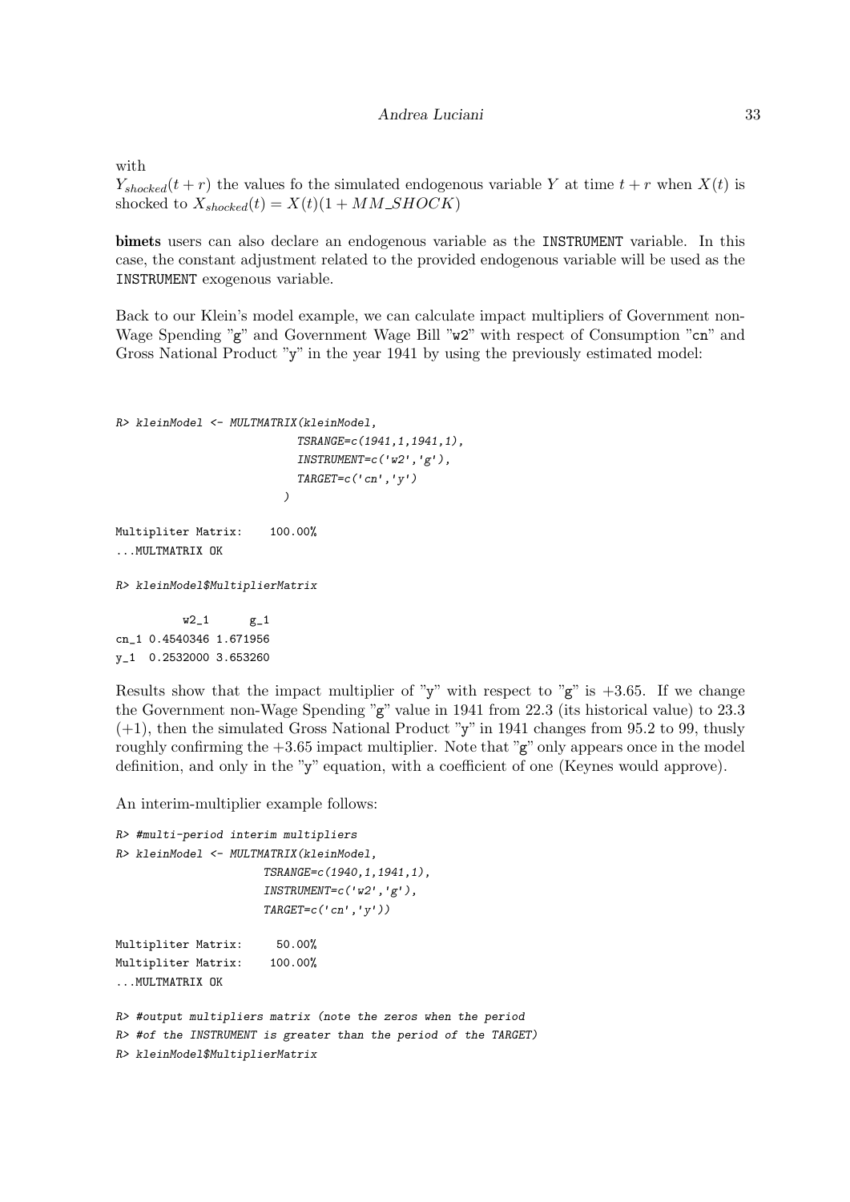with

$Y_{shocked}(t+r)$ the values fo the simulated endogenous variable $Y$ at time $t+r$ when $X(t)$ is shocked to $X_{shocked}(t) = X(t)(1 + MM\_SHOCK)$

**bimets** users can also declare an endogenous variable as the INSTRUMENT variable. In this case, the constant adjustment related to the provided endogenous variable will be used as the INSTRUMENT exogenous variable.

Back to our Klein's model example, we can calculate impact multipliers of Government non-Wage Spending "g" and Government Wage Bill "w2" with respect of Consumption "cn" and Gross National Product "y" in the year 1941 by using the previously estimated model:

```
R> kleinModel <- MULTMATRIX(kleinModel,
                          TSRANGE=c(1941,1,1941,1),
                          INSTRUMENT=c('w2','g'),
                          TARGET=c('cn','y')
                         )

Multipliter Matrix:    100.00%
...MULTMATRIX OK

R> kleinModel$MultiplierMatrix

          w2_1      g_1
cn_1 0.4540346 1.671956
y_1  0.2532000 3.653260
```

Results show that the impact multiplier of "y" with respect to "g" is +3.65. If we change the Government non-Wage Spending "g" value in 1941 from 22.3 (its historical value) to 23.3 (+1), then the simulated Gross National Product "y" in 1941 changes from 95.2 to 99, thusly roughly confirming the +3.65 impact multiplier. Note that "g" only appears once in the model definition, and only in the "y" equation, with a coefficient of one (Keynes would approve).

An interim-multiplier example follows:

```
R> #multi-period interim multipliers
R> kleinModel <- MULTMATRIX(kleinModel,
                     TSRANGE=c(1940,1,1941,1),
                     INSTRUMENT=c('w2','g'),
                     TARGET=c('cn','y'))

Multipliter Matrix:     50.00%
Multipliter Matrix:    100.00%
...MULTMATRIX OK

R> #output multipliers matrix (note the zeros when the period
R> #of the INSTRUMENT is greater than the period of the TARGET)
R> kleinModel$MultiplierMatrix
```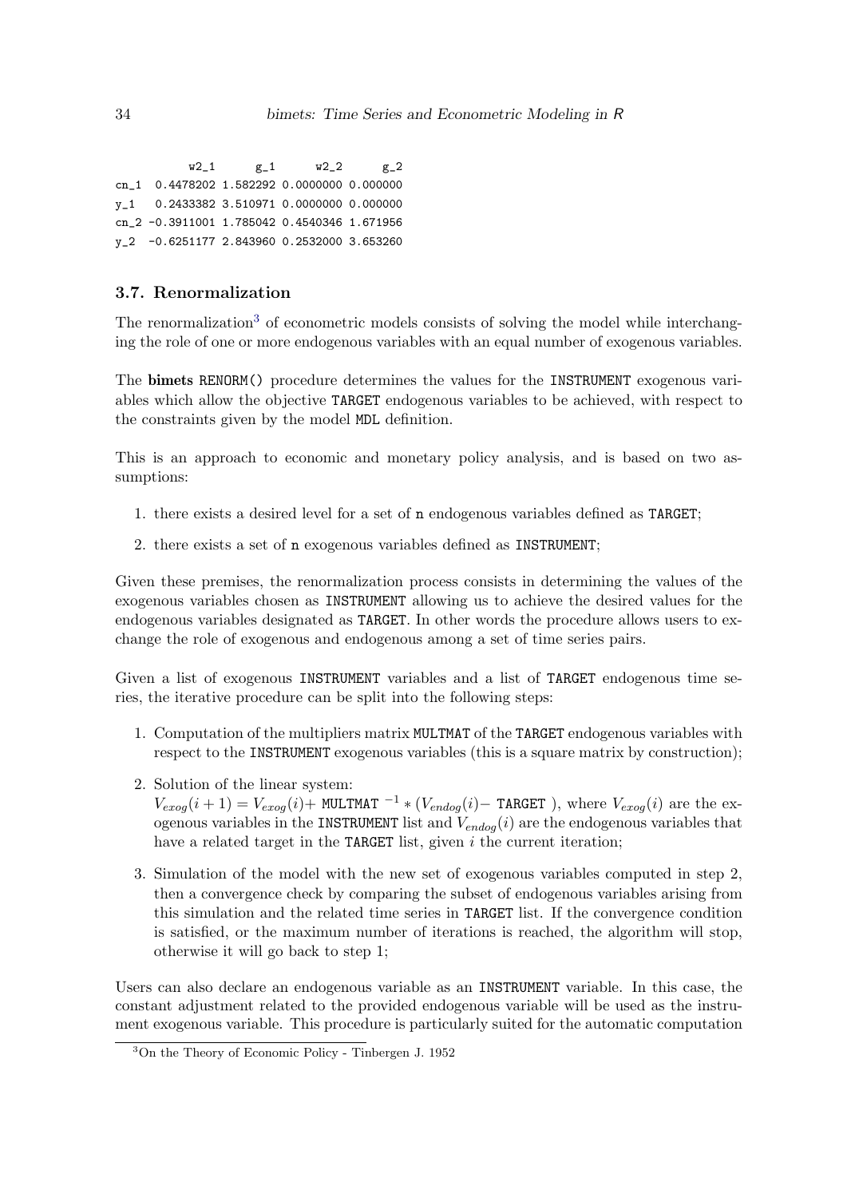```
          w2_1      g_1       w2_2      g_2
cn_1  0.4478202 1.582292 0.0000000 0.000000
y_1   0.2433382 3.510971 0.0000000 0.000000
cn_2 -0.3911001 1.785042 0.4540346 1.671956
y_2  -0.6251177 2.843960 0.2532000 3.653260
```

### 3.7. Renormalization

The renormalization[3] of econometric models consists of solving the model while interchanging the role of one or more endogenous variables with an equal number of exogenous variables.

The **bimets** `RENORM()` procedure determines the values for the `INSTRUMENT` exogenous variables which allow the objective `TARGET` endogenous variables to be achieved, with respect to the constraints given by the model `MDL` definition.

This is an approach to economic and monetary policy analysis, and is based on two assumptions:

1. there exists a desired level for a set of `n` endogenous variables defined as `TARGET`;
2. there exists a set of `n` exogenous variables defined as `INSTRUMENT`;

Given these premises, the renormalization process consists in determining the values of the exogenous variables chosen as `INSTRUMENT` allowing us to achieve the desired values for the endogenous variables designated as `TARGET`. In other words the procedure allows users to exchange the role of exogenous and endogenous among a set of time series pairs.

Given a list of exogenous `INSTRUMENT` variables and a list of `TARGET` endogenous time series, the iterative procedure can be split into the following steps:

1. Computation of the multipliers matrix `MULTMAT` of the `TARGET` endogenous variables with respect to the `INSTRUMENT` exogenous variables (this is a square matrix by construction);
2. Solution of the linear system:
   $V_{exog}(i+1) = V_{exog}(i) + \texttt{MULTMAT}^{-1} * (V_{endog}(i) - \texttt{TARGET})$, where $V_{exog}(i)$ are the exogenous variables in the `INSTRUMENT` list and $V_{endog}(i)$ are the endogenous variables that have a related target in the `TARGET` list, given $i$ the current iteration;
3. Simulation of the model with the new set of exogenous variables computed in step 2, then a convergence check by comparing the subset of endogenous variables arising from this simulation and the related time series in `TARGET` list. If the convergence condition is satisfied, or the maximum number of iterations is reached, the algorithm will stop, otherwise it will go back to step 1;

Users can also declare an endogenous variable as an `INSTRUMENT` variable. In this case, the constant adjustment related to the provided endogenous variable will be used as the instrument exogenous variable. This procedure is particularly suited for the automatic computation

[3] On the Theory of Economic Policy - Tinbergen J. 1952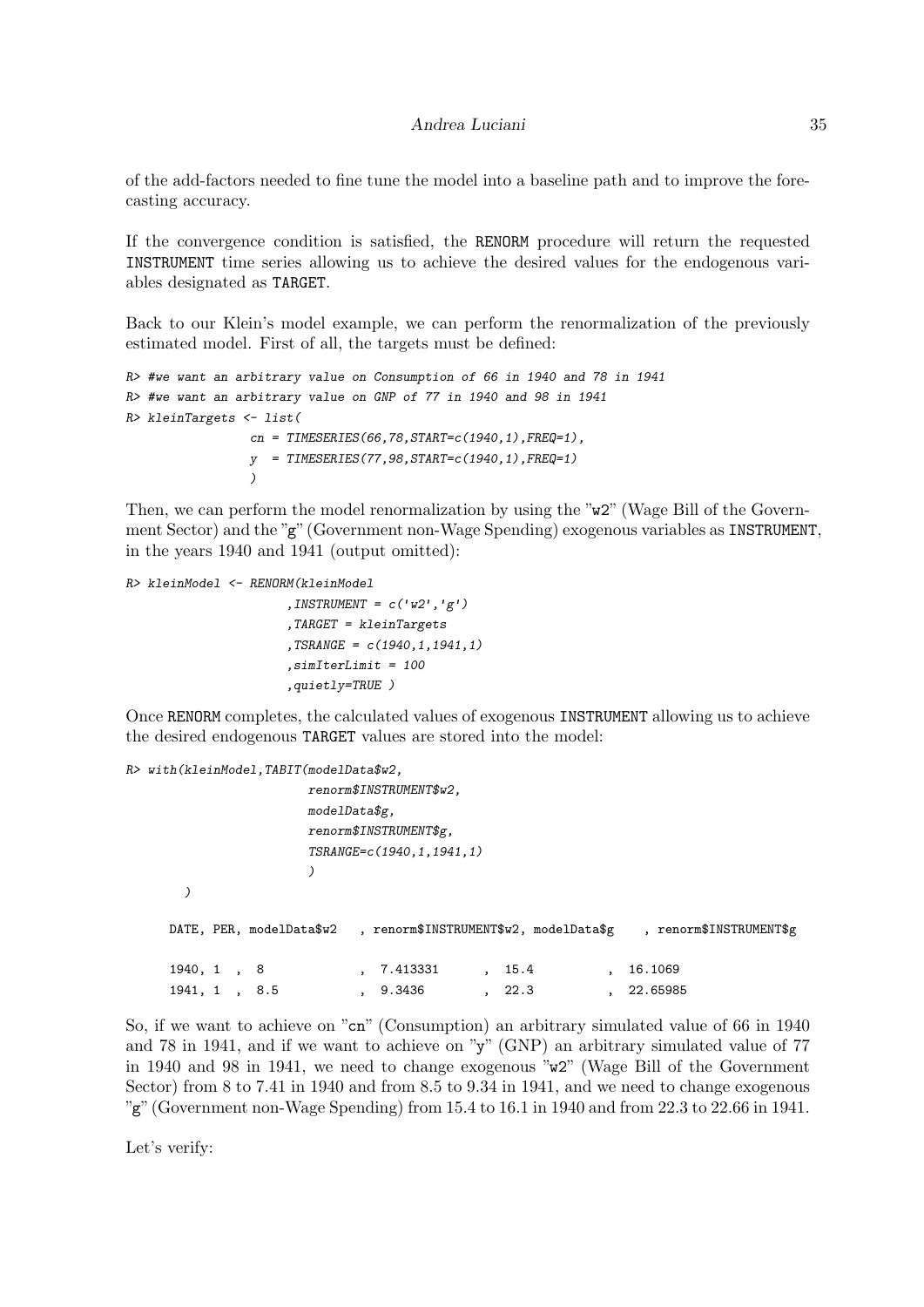of the add-factors needed to fine tune the model into a baseline path and to improve the forecasting accuracy.

If the convergence condition is satisfied, the RENORM procedure will return the requested INSTRUMENT time series allowing us to achieve the desired values for the endogenous variables designated as TARGET.

Back to our Klein's model example, we can perform the renormalization of the previously estimated model. First of all, the targets must be defined:

```
R> #we want an arbitrary value on Consumption of 66 in 1940 and 78 in 1941
R> #we want an arbitrary value on GNP of 77 in 1940 and 98 in 1941
R> kleinTargets <- list(
              cn = TIMESERIES(66,78,START=c(1940,1),FREQ=1),
              y  = TIMESERIES(77,98,START=c(1940,1),FREQ=1)
              )
```

Then, we can perform the model renormalization by using the "w2" (Wage Bill of the Government Sector) and the "g" (Government non-Wage Spending) exogenous variables as INSTRUMENT, in the years 1940 and 1941 (output omitted):

```
R> kleinModel <- RENORM(kleinModel
                    ,INSTRUMENT = c('w2','g')
                    ,TARGET = kleinTargets
                    ,TSRANGE = c(1940,1,1941,1)
                    ,simIterLimit = 100
                    ,quietly=TRUE )
```

Once RENORM completes, the calculated values of exogenous INSTRUMENT allowing us to achieve the desired endogenous TARGET values are stored into the model:

```
R> with(kleinModel,TABIT(modelData$w2,
                     renorm$INSTRUMENT$w2,
                     modelData$g,
                     renorm$INSTRUMENT$g,
                     TSRANGE=c(1940,1,1941,1)
                     )
      )

    DATE, PER, modelData$w2   , renorm$INSTRUMENT$w2, modelData$g    , renorm$INSTRUMENT$g

    1940, 1  ,  8             , 7.413331      , 15.4          , 16.1069
    1941, 1  ,  8.5           , 9.3436        , 22.3          , 22.65985
```

So, if we want to achieve on "cn" (Consumption) an arbitrary simulated value of 66 in 1940 and 78 in 1941, and if we want to achieve on "y" (GNP) an arbitrary simulated value of 77 in 1940 and 98 in 1941, we need to change exogenous "w2" (Wage Bill of the Government Sector) from 8 to 7.41 in 1940 and from 8.5 to 9.34 in 1941, and we need to change exogenous "g" (Government non-Wage Spending) from 15.4 to 16.1 in 1940 and from 22.3 to 22.66 in 1941.

Let's verify: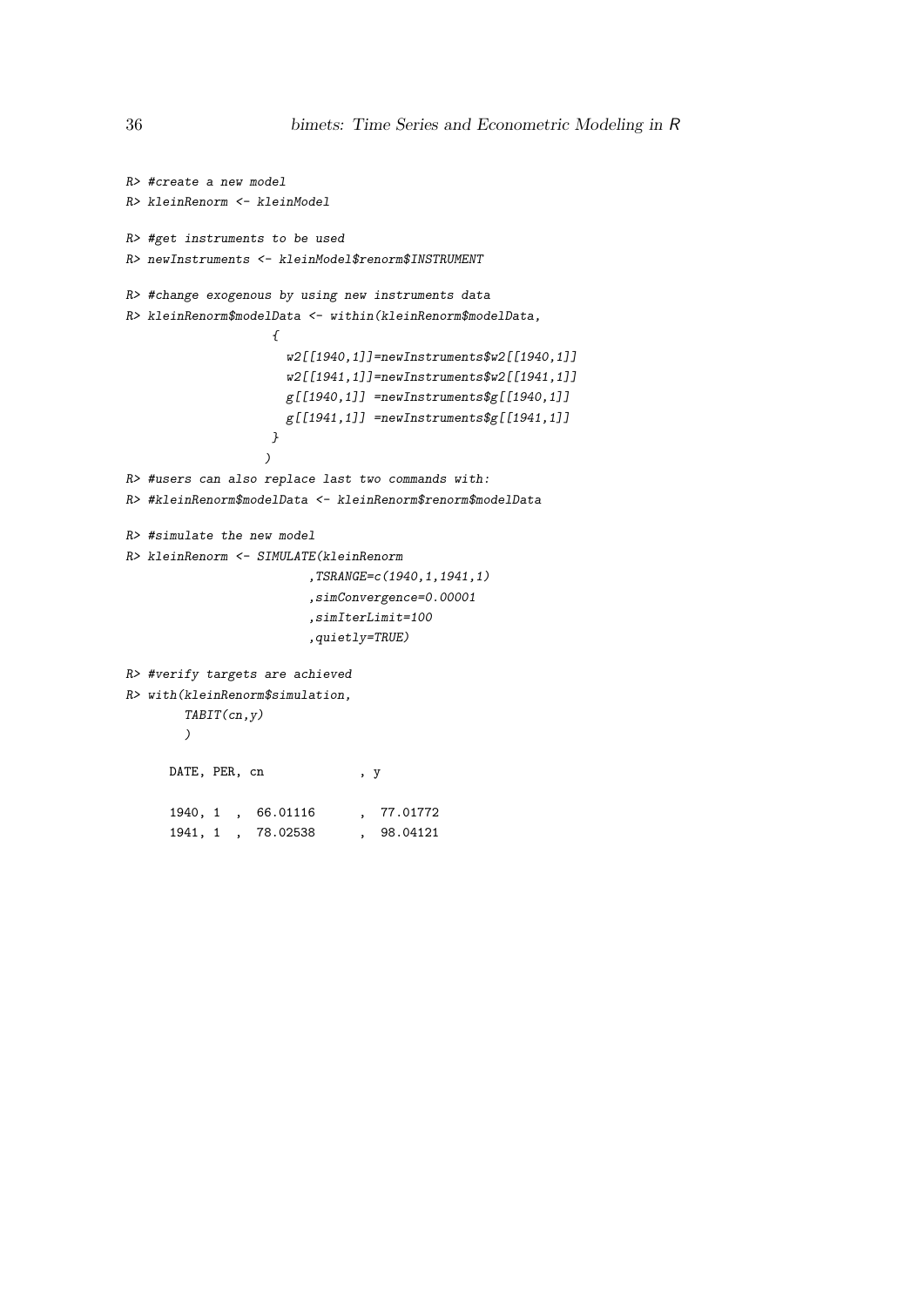```
R> #create a new model
R> kleinRenorm <- kleinModel

R> #get instruments to be used
R> newInstruments <- kleinModel$renorm$INSTRUMENT

R> #change exogenous by using new instruments data
R> kleinRenorm$modelData <- within(kleinRenorm$modelData,
                   {
                     w2[[1940,1]]=newInstruments$w2[[1940,1]]
                     w2[[1941,1]]=newInstruments$w2[[1941,1]]
                     g[[1940,1]] =newInstruments$g[[1940,1]]
                     g[[1941,1]] =newInstruments$g[[1941,1]]
                   }
                  )
R> #users can also replace last two commands with:
R> #kleinRenorm$modelData <- kleinRenorm$renorm$modelData

R> #simulate the new model
R> kleinRenorm <- SIMULATE(kleinRenorm
                        ,TSRANGE=c(1940,1,1941,1)
                        ,simConvergence=0.00001
                        ,simIterLimit=100
                        ,quietly=TRUE)

R> #verify targets are achieved
R> with(kleinRenorm$simulation,
        TABIT(cn,y)
        )

      DATE, PER, cn             , y

      1940, 1  ,  66.01116      ,  77.01772
      1941, 1  ,  78.02538      ,  98.04121
```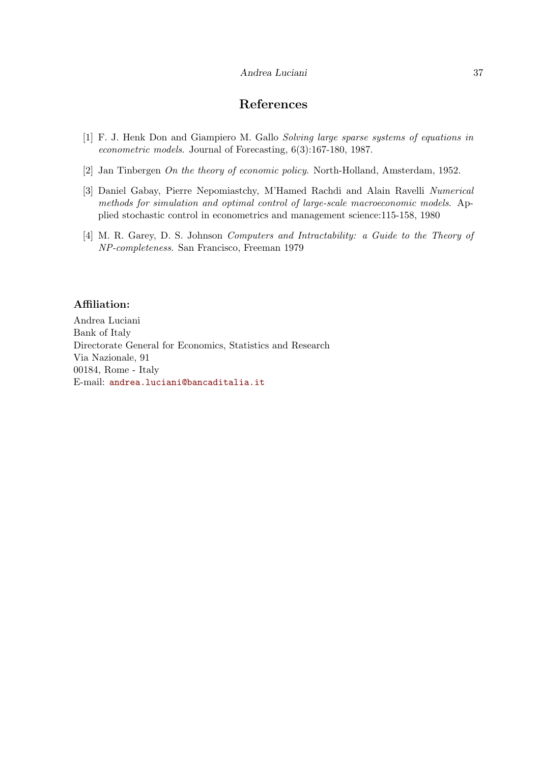## References

[1] F. J. Henk Don and Giampiero M. Gallo *Solving large sparse systems of equations in econometric models.* Journal of Forecasting, 6(3):167-180, 1987.

[2] Jan Tinbergen *On the theory of economic policy.* North-Holland, Amsterdam, 1952.

[3] Daniel Gabay, Pierre Nepomiastchy, M'Hamed Rachdi and Alain Ravelli *Numerical methods for simulation and optimal control of large-scale macroeconomic models.* Applied stochastic control in econometrics and management science:115-158, 1980

[4] M. R. Garey, D. S. Johnson *Computers and Intractability: a Guide to the Theory of NP-completeness.* San Francisco, Freeman 1979

**Affiliation:**

Andrea Luciani
Bank of Italy
Directorate General for Economics, Statistics and Research
Via Nazionale, 91
00184, Rome - Italy
E-mail: andrea.luciani@bancaditalia.it